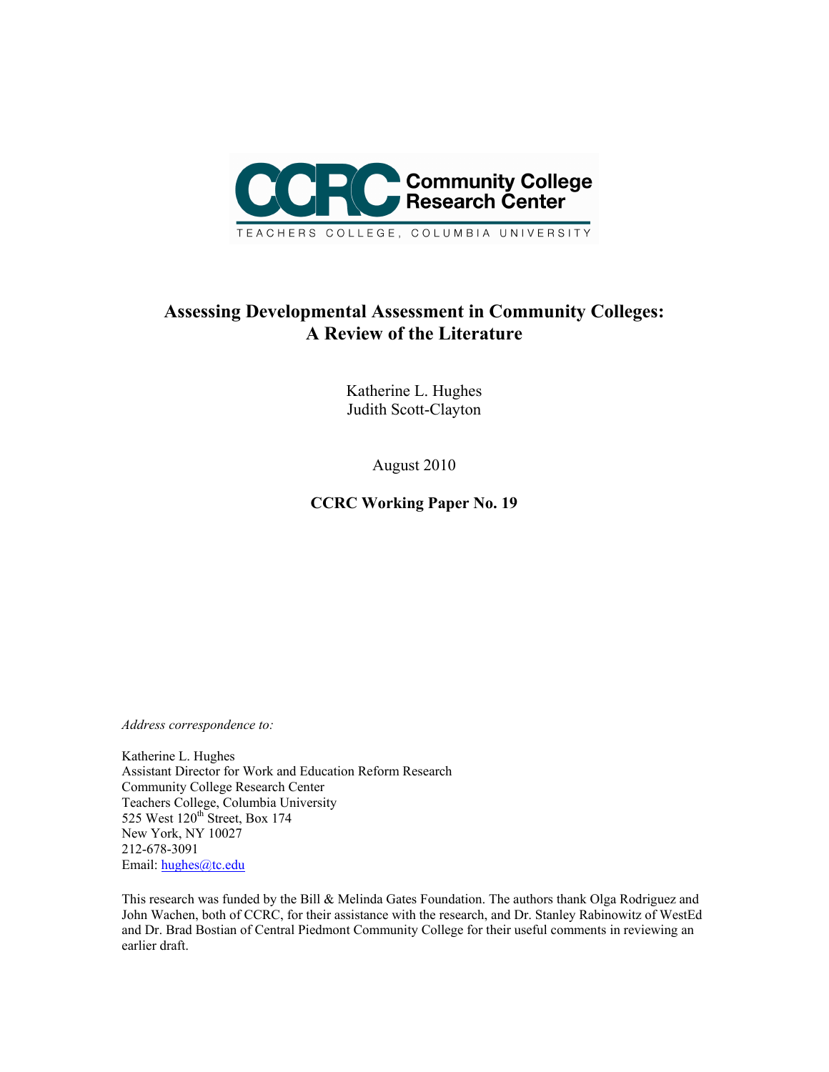CCRC Community College Research Center

TEACHERS COLLEGE, COLUMBIA UNIVERSITY

# Assessing Developmental Assessment in Community Colleges: A Review of the Literature

Katherine L. Hughes
Judith Scott-Clayton

August 2010

**CCRC Working Paper No. 19**

*Address correspondence to:*

Katherine L. Hughes
Assistant Director for Work and Education Reform Research
Community College Research Center
Teachers College, Columbia University
525 West 120th Street, Box 174
New York, NY 10027
212-678-3091
Email: hughes@tc.edu

This research was funded by the Bill & Melinda Gates Foundation. The authors thank Olga Rodriguez and John Wachen, both of CCRC, for their assistance with the research, and Dr. Stanley Rabinowitz of WestEd and Dr. Brad Bostian of Central Piedmont Community College for their useful comments in reviewing an earlier draft.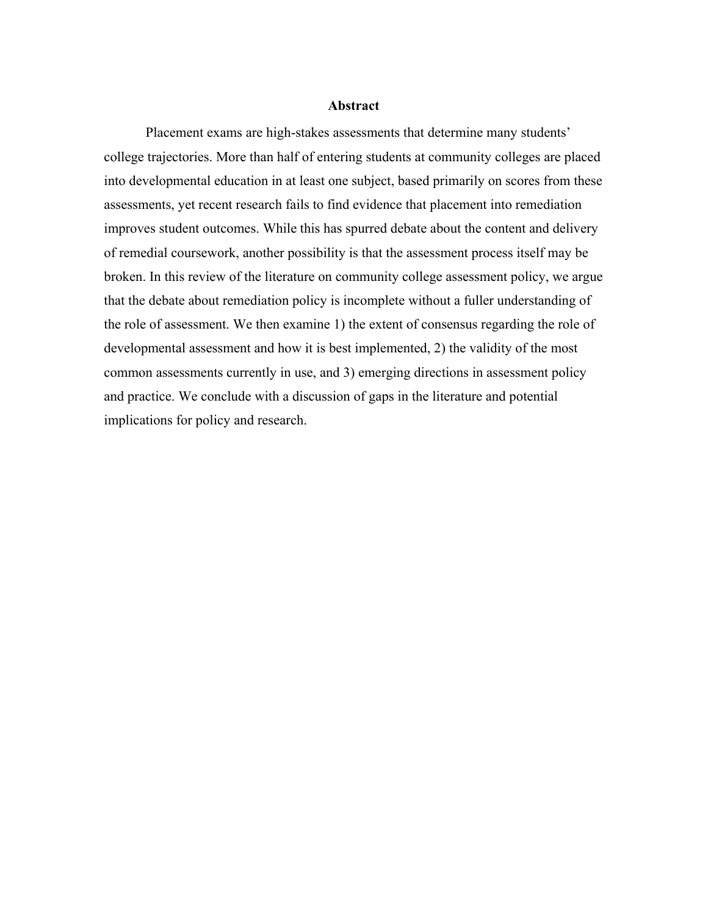## Abstract

Placement exams are high-stakes assessments that determine many students' college trajectories. More than half of entering students at community colleges are placed into developmental education in at least one subject, based primarily on scores from these assessments, yet recent research fails to find evidence that placement into remediation improves student outcomes. While this has spurred debate about the content and delivery of remedial coursework, another possibility is that the assessment process itself may be broken. In this review of the literature on community college assessment policy, we argue that the debate about remediation policy is incomplete without a fuller understanding of the role of assessment. We then examine 1) the extent of consensus regarding the role of developmental assessment and how it is best implemented, 2) the validity of the most common assessments currently in use, and 3) emerging directions in assessment policy and practice. We conclude with a discussion of gaps in the literature and potential implications for policy and research.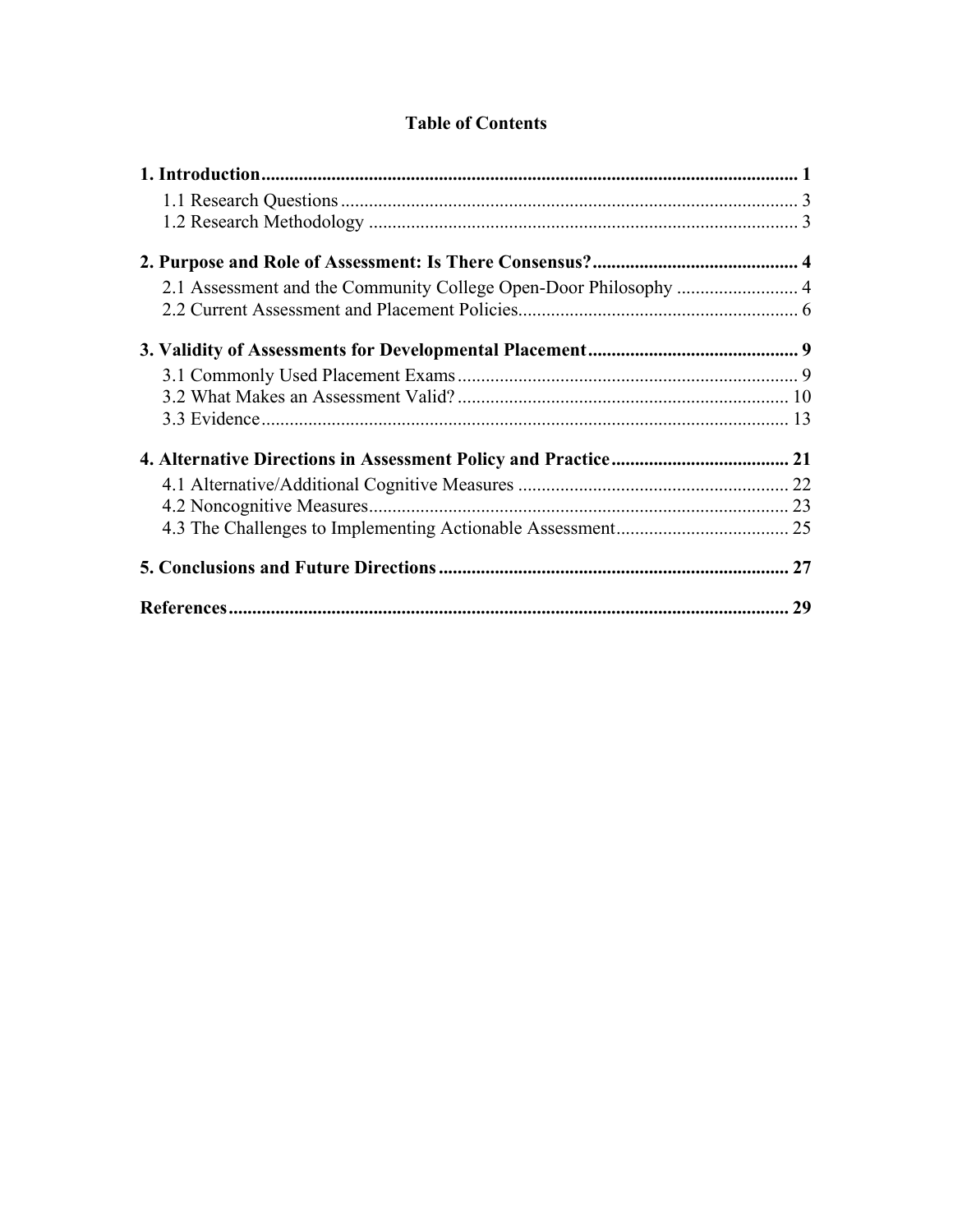# Table of Contents

**1. Introduction** .......... **1**

- 1.1 Research Questions .......... 3
- 1.2 Research Methodology .......... 3

**2. Purpose and Role of Assessment: Is There Consensus?** .......... **4**

- 2.1 Assessment and the Community College Open-Door Philosophy .......... 4
- 2.2 Current Assessment and Placement Policies .......... 6

**3. Validity of Assessments for Developmental Placement** .......... **9**

- 3.1 Commonly Used Placement Exams .......... 9
- 3.2 What Makes an Assessment Valid? .......... 10
- 3.3 Evidence .......... 13

**4. Alternative Directions in Assessment Policy and Practice** .......... **21**

- 4.1 Alternative/Additional Cognitive Measures .......... 22
- 4.2 Noncognitive Measures .......... 23
- 4.3 The Challenges to Implementing Actionable Assessment .......... 25

**5. Conclusions and Future Directions** .......... **27**

**References** .......... **29**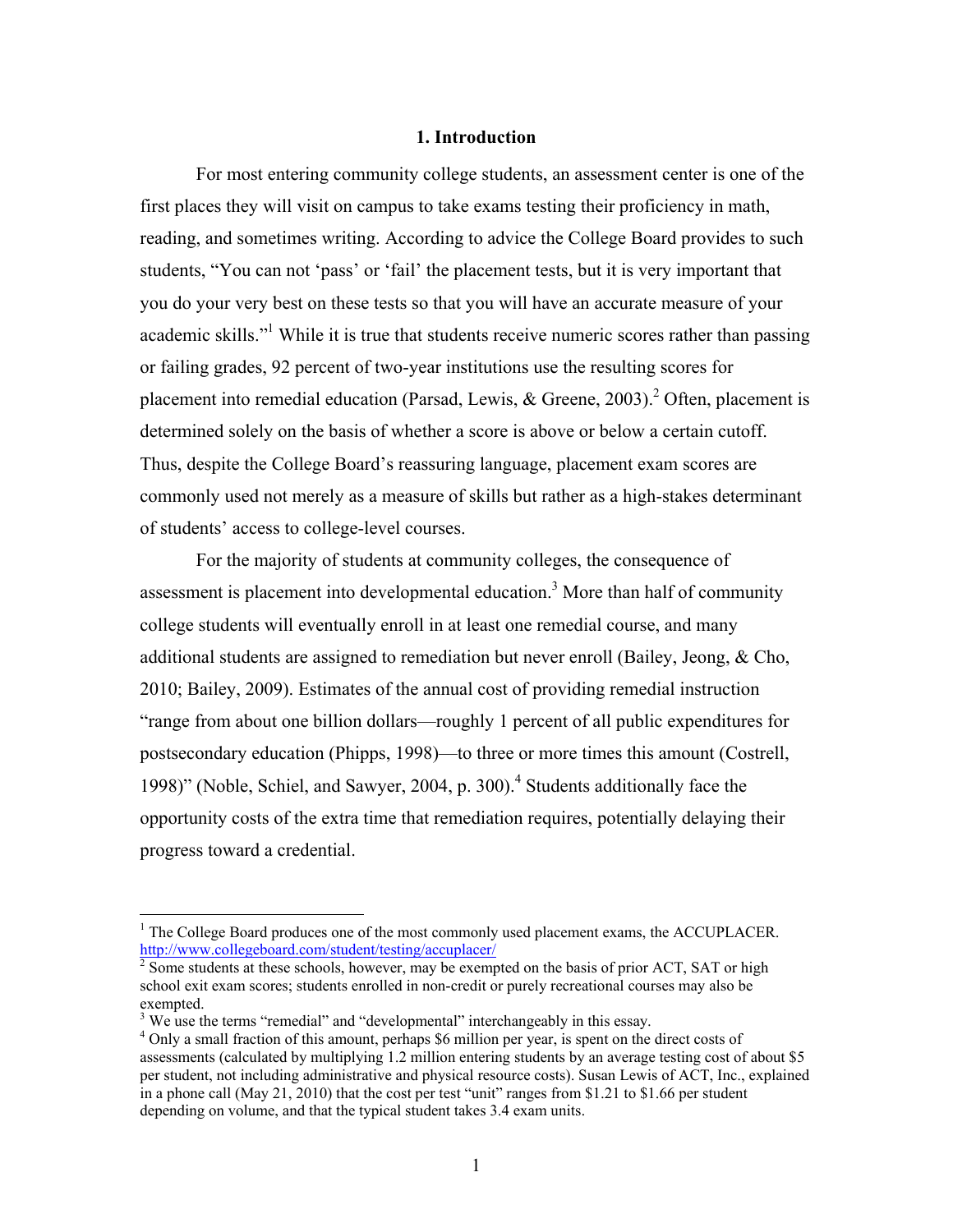## 1. Introduction

For most entering community college students, an assessment center is one of the first places they will visit on campus to take exams testing their proficiency in math, reading, and sometimes writing. According to advice the College Board provides to such students, "You can not 'pass' or 'fail' the placement tests, but it is very important that you do your very best on these tests so that you will have an accurate measure of your academic skills."[1] While it is true that students receive numeric scores rather than passing or failing grades, 92 percent of two-year institutions use the resulting scores for placement into remedial education (Parsad, Lewis, & Greene, 2003).[2] Often, placement is determined solely on the basis of whether a score is above or below a certain cutoff. Thus, despite the College Board's reassuring language, placement exam scores are commonly used not merely as a measure of skills but rather as a high-stakes determinant of students' access to college-level courses.

For the majority of students at community colleges, the consequence of assessment is placement into developmental education.[3] More than half of community college students will eventually enroll in at least one remedial course, and many additional students are assigned to remediation but never enroll (Bailey, Jeong, & Cho, 2010; Bailey, 2009). Estimates of the annual cost of providing remedial instruction "range from about one billion dollars—roughly 1 percent of all public expenditures for postsecondary education (Phipps, 1998)—to three or more times this amount (Costrell, 1998)" (Noble, Schiel, and Sawyer, 2004, p. 300).[4] Students additionally face the opportunity costs of the extra time that remediation requires, potentially delaying their progress toward a credential.

---

[1] The College Board produces one of the most commonly used placement exams, the ACCUPLACER. http://www.collegeboard.com/student/testing/accuplacer/

[2] Some students at these schools, however, may be exempted on the basis of prior ACT, SAT or high school exit exam scores; students enrolled in non-credit or purely recreational courses may also be exempted.

[3] We use the terms "remedial" and "developmental" interchangeably in this essay.

[4] Only a small fraction of this amount, perhaps $6 million per year, is spent on the direct costs of assessments (calculated by multiplying 1.2 million entering students by an average testing cost of about $5 per student, not including administrative and physical resource costs). Susan Lewis of ACT, Inc., explained in a phone call (May 21, 2010) that the cost per test "unit" ranges from $1.21 to $1.66 per student depending on volume, and that the typical student takes 3.4 exam units.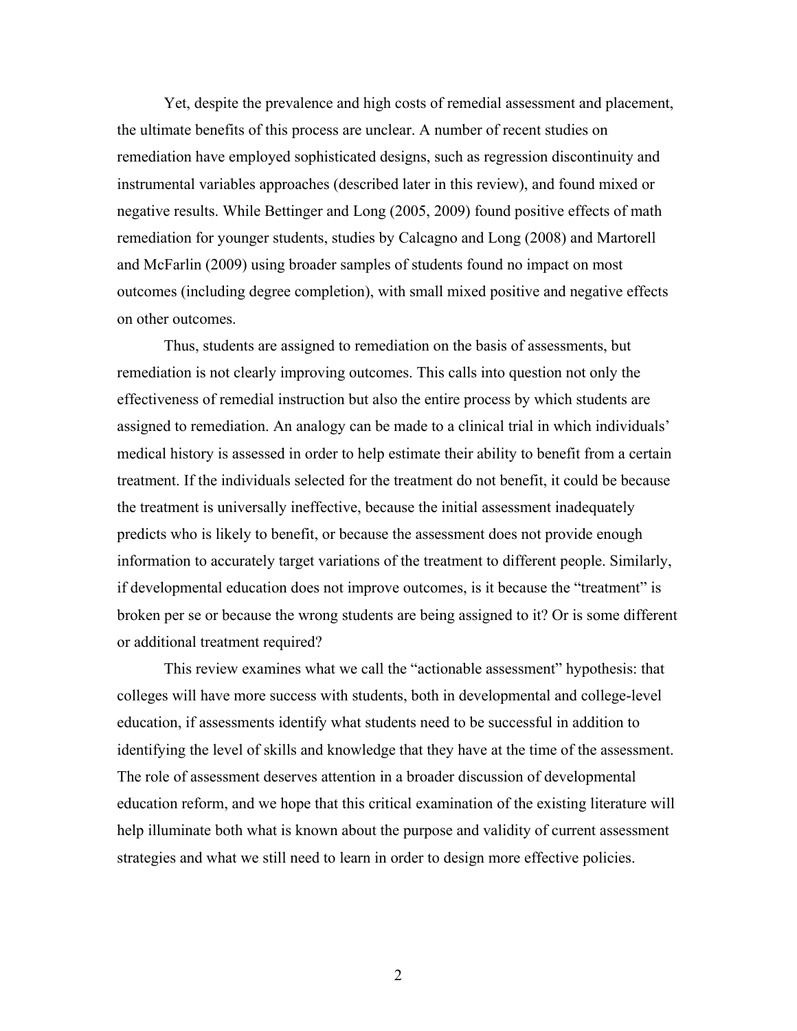Yet, despite the prevalence and high costs of remedial assessment and placement, the ultimate benefits of this process are unclear. A number of recent studies on remediation have employed sophisticated designs, such as regression discontinuity and instrumental variables approaches (described later in this review), and found mixed or negative results. While Bettinger and Long (2005, 2009) found positive effects of math remediation for younger students, studies by Calcagno and Long (2008) and Martorell and McFarlin (2009) using broader samples of students found no impact on most outcomes (including degree completion), with small mixed positive and negative effects on other outcomes.

Thus, students are assigned to remediation on the basis of assessments, but remediation is not clearly improving outcomes. This calls into question not only the effectiveness of remedial instruction but also the entire process by which students are assigned to remediation. An analogy can be made to a clinical trial in which individuals' medical history is assessed in order to help estimate their ability to benefit from a certain treatment. If the individuals selected for the treatment do not benefit, it could be because the treatment is universally ineffective, because the initial assessment inadequately predicts who is likely to benefit, or because the assessment does not provide enough information to accurately target variations of the treatment to different people. Similarly, if developmental education does not improve outcomes, is it because the "treatment" is broken per se or because the wrong students are being assigned to it? Or is some different or additional treatment required?

This review examines what we call the "actionable assessment" hypothesis: that colleges will have more success with students, both in developmental and college-level education, if assessments identify what students need to be successful in addition to identifying the level of skills and knowledge that they have at the time of the assessment. The role of assessment deserves attention in a broader discussion of developmental education reform, and we hope that this critical examination of the existing literature will help illuminate both what is known about the purpose and validity of current assessment strategies and what we still need to learn in order to design more effective policies.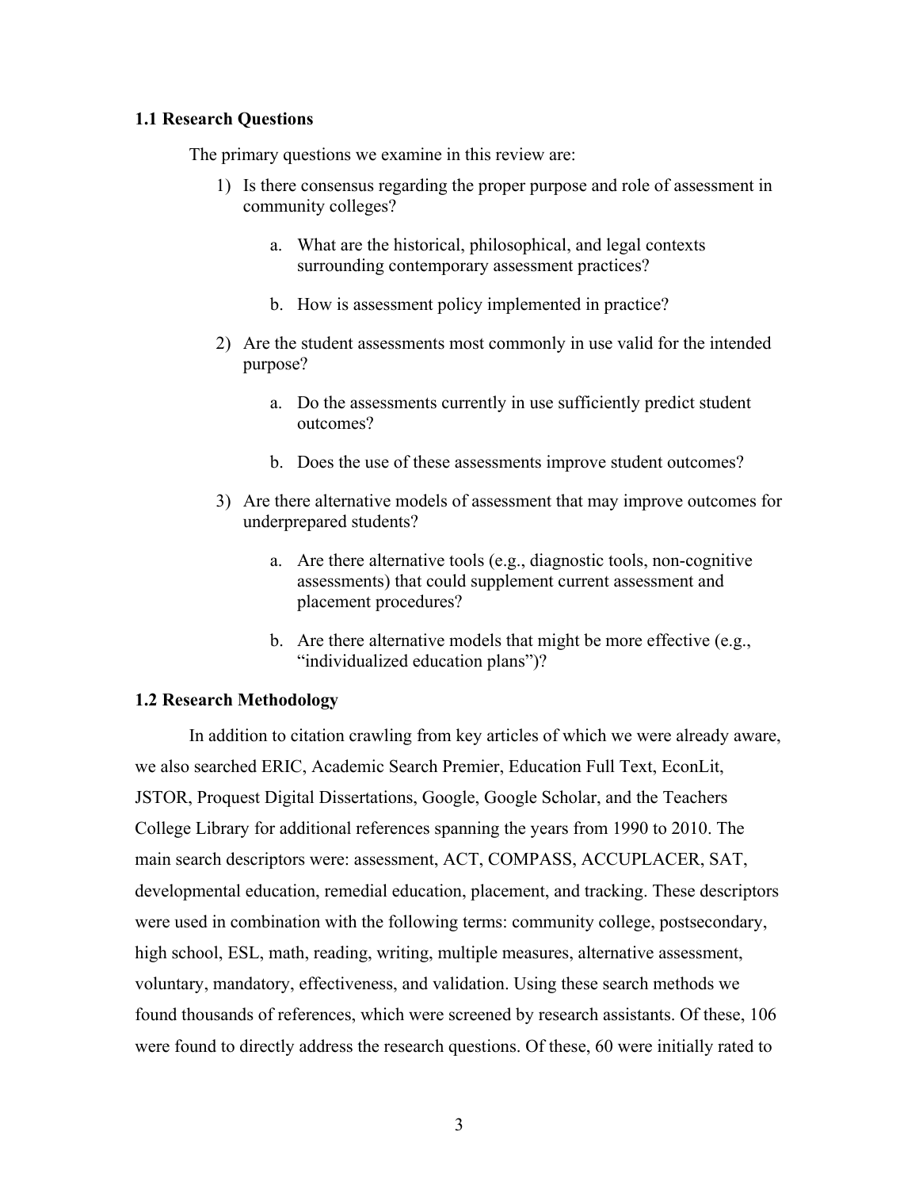### 1.1 Research Questions

The primary questions we examine in this review are:

1) Is there consensus regarding the proper purpose and role of assessment in community colleges?

    a. What are the historical, philosophical, and legal contexts surrounding contemporary assessment practices?

    b. How is assessment policy implemented in practice?

2) Are the student assessments most commonly in use valid for the intended purpose?

    a. Do the assessments currently in use sufficiently predict student outcomes?

    b. Does the use of these assessments improve student outcomes?

3) Are there alternative models of assessment that may improve outcomes for underprepared students?

    a. Are there alternative tools (e.g., diagnostic tools, non-cognitive assessments) that could supplement current assessment and placement procedures?

    b. Are there alternative models that might be more effective (e.g., "individualized education plans")?

### 1.2 Research Methodology

In addition to citation crawling from key articles of which we were already aware, we also searched ERIC, Academic Search Premier, Education Full Text, EconLit, JSTOR, Proquest Digital Dissertations, Google, Google Scholar, and the Teachers College Library for additional references spanning the years from 1990 to 2010. The main search descriptors were: assessment, ACT, COMPASS, ACCUPLACER, SAT, developmental education, remedial education, placement, and tracking. These descriptors were used in combination with the following terms: community college, postsecondary, high school, ESL, math, reading, writing, multiple measures, alternative assessment, voluntary, mandatory, effectiveness, and validation. Using these search methods we found thousands of references, which were screened by research assistants. Of these, 106 were found to directly address the research questions. Of these, 60 were initially rated to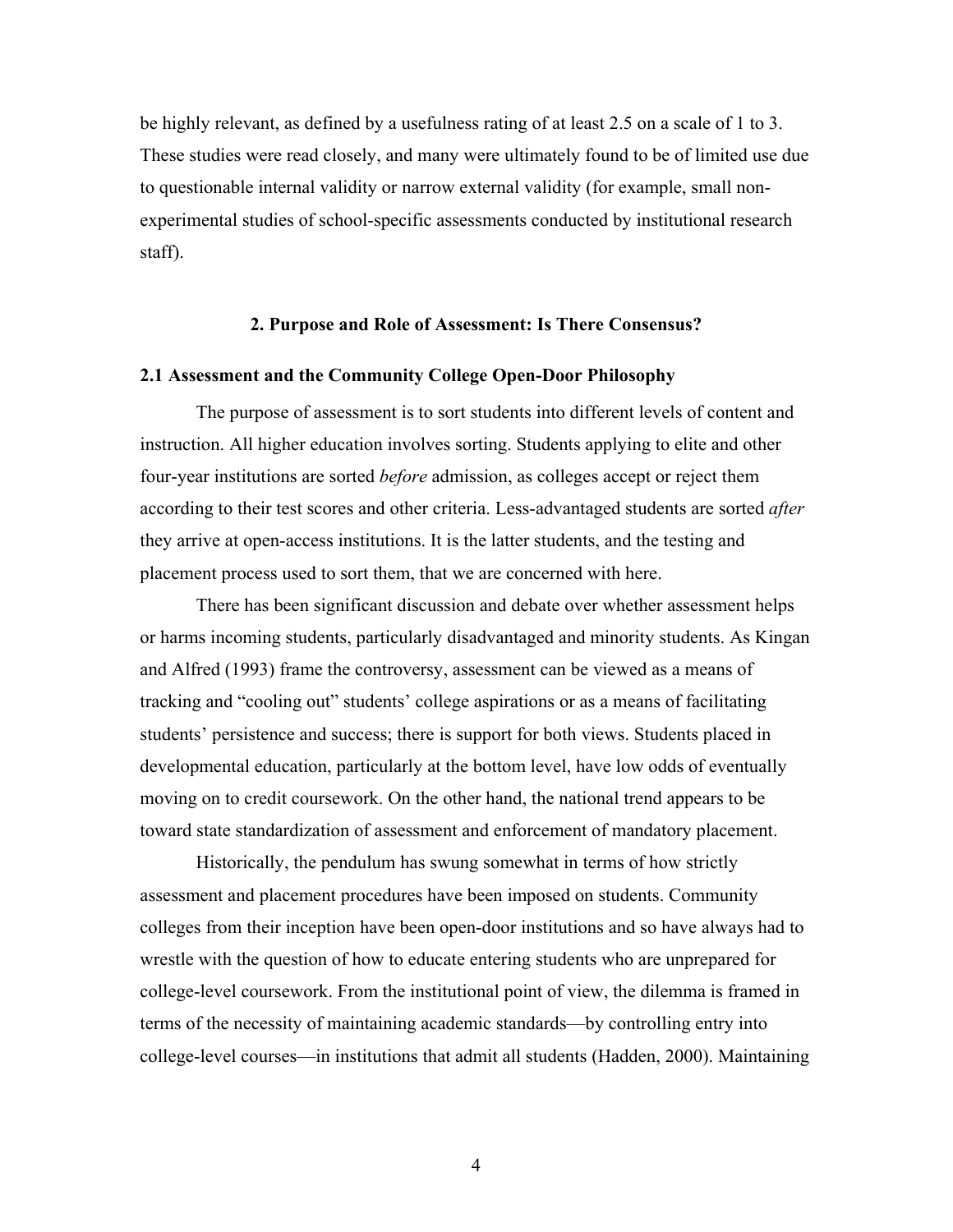be highly relevant, as defined by a usefulness rating of at least 2.5 on a scale of 1 to 3. These studies were read closely, and many were ultimately found to be of limited use due to questionable internal validity or narrow external validity (for example, small non-experimental studies of school-specific assessments conducted by institutional research staff).

## 2. Purpose and Role of Assessment: Is There Consensus?

### 2.1 Assessment and the Community College Open-Door Philosophy

The purpose of assessment is to sort students into different levels of content and instruction. All higher education involves sorting. Students applying to elite and other four-year institutions are sorted *before* admission, as colleges accept or reject them according to their test scores and other criteria. Less-advantaged students are sorted *after* they arrive at open-access institutions. It is the latter students, and the testing and placement process used to sort them, that we are concerned with here.

There has been significant discussion and debate over whether assessment helps or harms incoming students, particularly disadvantaged and minority students. As Kingan and Alfred (1993) frame the controversy, assessment can be viewed as a means of tracking and "cooling out" students' college aspirations or as a means of facilitating students' persistence and success; there is support for both views. Students placed in developmental education, particularly at the bottom level, have low odds of eventually moving on to credit coursework. On the other hand, the national trend appears to be toward state standardization of assessment and enforcement of mandatory placement.

Historically, the pendulum has swung somewhat in terms of how strictly assessment and placement procedures have been imposed on students. Community colleges from their inception have been open-door institutions and so have always had to wrestle with the question of how to educate entering students who are unprepared for college-level coursework. From the institutional point of view, the dilemma is framed in terms of the necessity of maintaining academic standards—by controlling entry into college-level courses—in institutions that admit all students (Hadden, 2000). Maintaining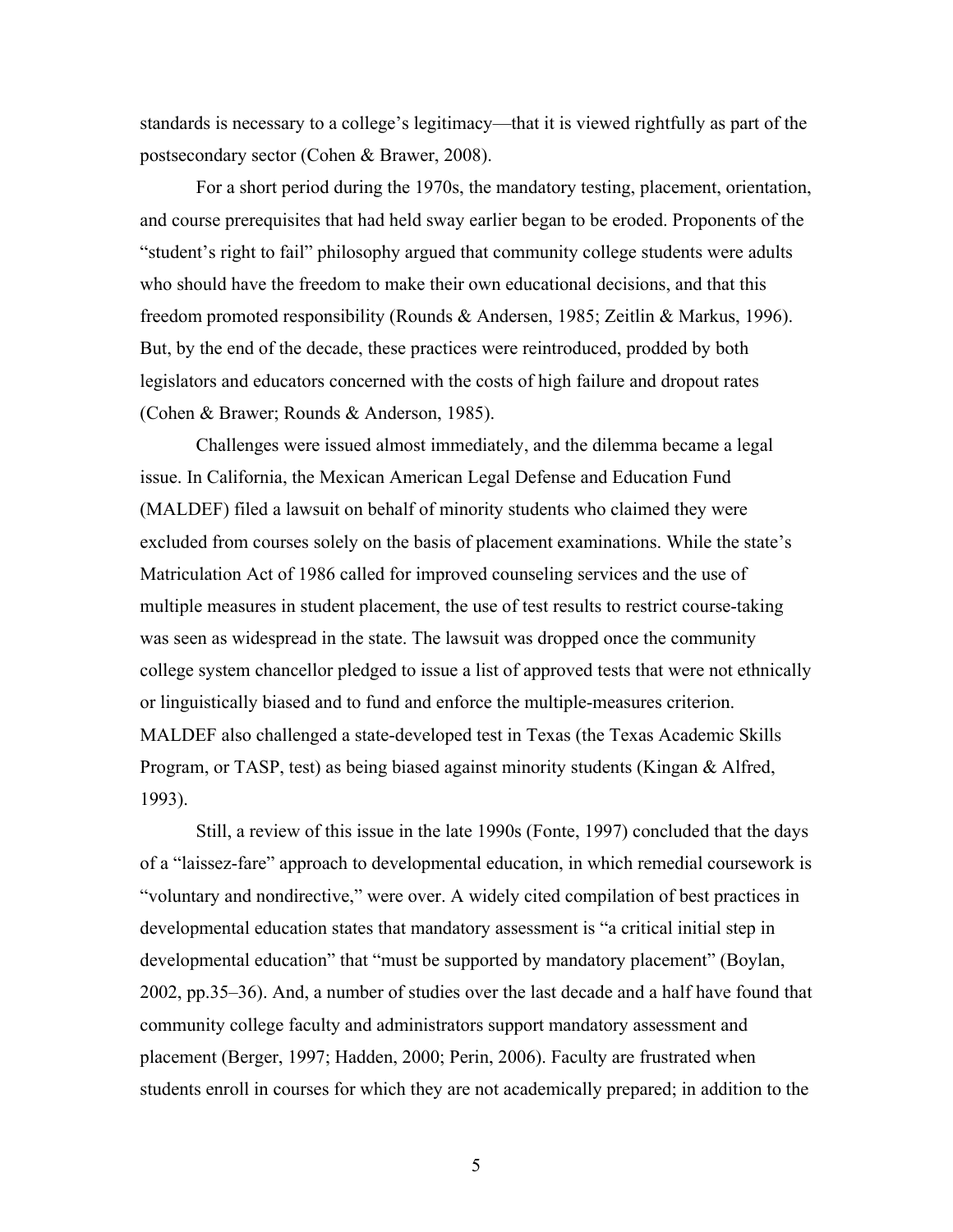standards is necessary to a college's legitimacy—that it is viewed rightfully as part of the postsecondary sector (Cohen & Brawer, 2008).

For a short period during the 1970s, the mandatory testing, placement, orientation, and course prerequisites that had held sway earlier began to be eroded. Proponents of the "student's right to fail" philosophy argued that community college students were adults who should have the freedom to make their own educational decisions, and that this freedom promoted responsibility (Rounds & Andersen, 1985; Zeitlin & Markus, 1996). But, by the end of the decade, these practices were reintroduced, prodded by both legislators and educators concerned with the costs of high failure and dropout rates (Cohen & Brawer; Rounds & Anderson, 1985).

Challenges were issued almost immediately, and the dilemma became a legal issue. In California, the Mexican American Legal Defense and Education Fund (MALDEF) filed a lawsuit on behalf of minority students who claimed they were excluded from courses solely on the basis of placement examinations. While the state's Matriculation Act of 1986 called for improved counseling services and the use of multiple measures in student placement, the use of test results to restrict course-taking was seen as widespread in the state. The lawsuit was dropped once the community college system chancellor pledged to issue a list of approved tests that were not ethnically or linguistically biased and to fund and enforce the multiple-measures criterion. MALDEF also challenged a state-developed test in Texas (the Texas Academic Skills Program, or TASP, test) as being biased against minority students (Kingan & Alfred, 1993).

Still, a review of this issue in the late 1990s (Fonte, 1997) concluded that the days of a "laissez-fare" approach to developmental education, in which remedial coursework is "voluntary and nondirective," were over. A widely cited compilation of best practices in developmental education states that mandatory assessment is "a critical initial step in developmental education" that "must be supported by mandatory placement" (Boylan, 2002, pp.35–36). And, a number of studies over the last decade and a half have found that community college faculty and administrators support mandatory assessment and placement (Berger, 1997; Hadden, 2000; Perin, 2006). Faculty are frustrated when students enroll in courses for which they are not academically prepared; in addition to the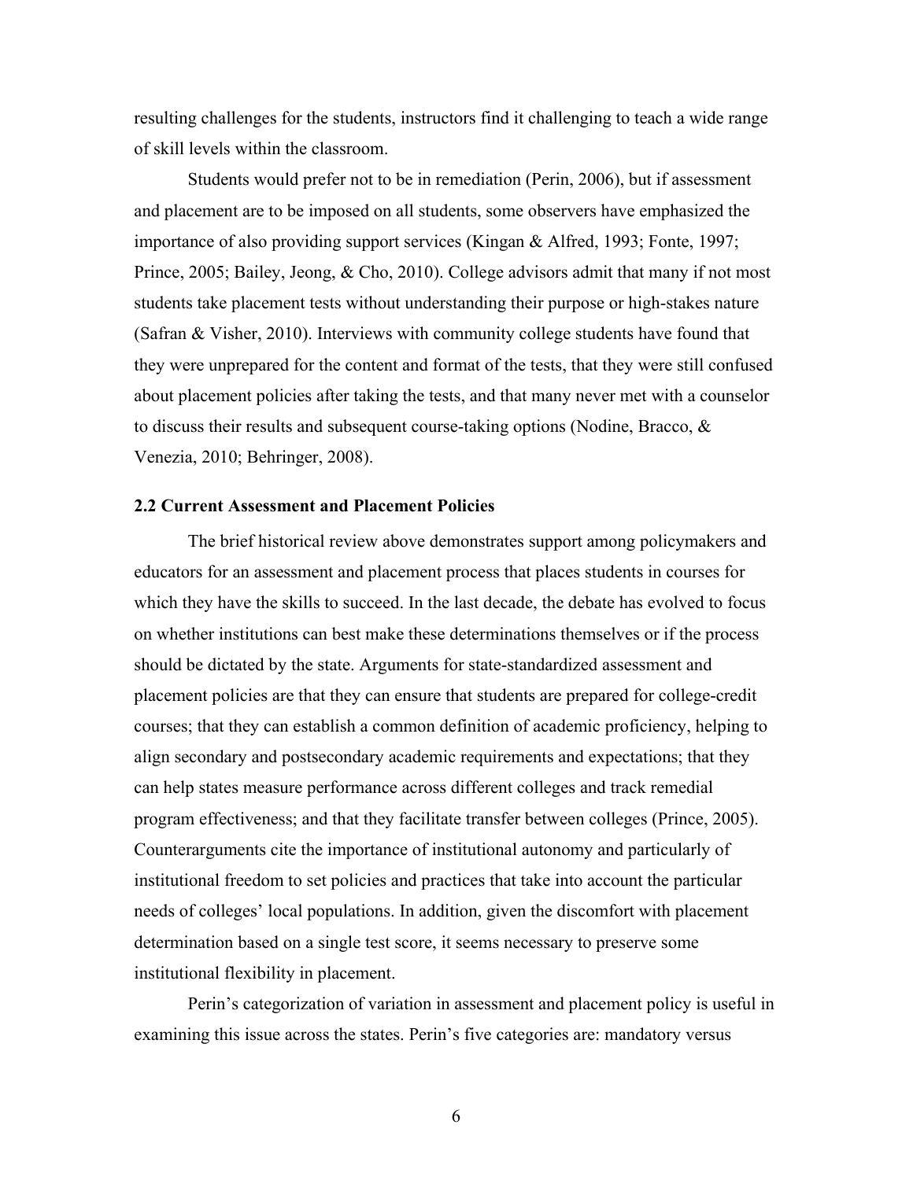resulting challenges for the students, instructors find it challenging to teach a wide range of skill levels within the classroom.

Students would prefer not to be in remediation (Perin, 2006), but if assessment and placement are to be imposed on all students, some observers have emphasized the importance of also providing support services (Kingan & Alfred, 1993; Fonte, 1997; Prince, 2005; Bailey, Jeong, & Cho, 2010). College advisors admit that many if not most students take placement tests without understanding their purpose or high-stakes nature (Safran & Visher, 2010). Interviews with community college students have found that they were unprepared for the content and format of the tests, that they were still confused about placement policies after taking the tests, and that many never met with a counselor to discuss their results and subsequent course-taking options (Nodine, Bracco, & Venezia, 2010; Behringer, 2008).

### 2.2 Current Assessment and Placement Policies

The brief historical review above demonstrates support among policymakers and educators for an assessment and placement process that places students in courses for which they have the skills to succeed. In the last decade, the debate has evolved to focus on whether institutions can best make these determinations themselves or if the process should be dictated by the state. Arguments for state-standardized assessment and placement policies are that they can ensure that students are prepared for college-credit courses; that they can establish a common definition of academic proficiency, helping to align secondary and postsecondary academic requirements and expectations; that they can help states measure performance across different colleges and track remedial program effectiveness; and that they facilitate transfer between colleges (Prince, 2005). Counterarguments cite the importance of institutional autonomy and particularly of institutional freedom to set policies and practices that take into account the particular needs of colleges' local populations. In addition, given the discomfort with placement determination based on a single test score, it seems necessary to preserve some institutional flexibility in placement.

Perin's categorization of variation in assessment and placement policy is useful in examining this issue across the states. Perin's five categories are: mandatory versus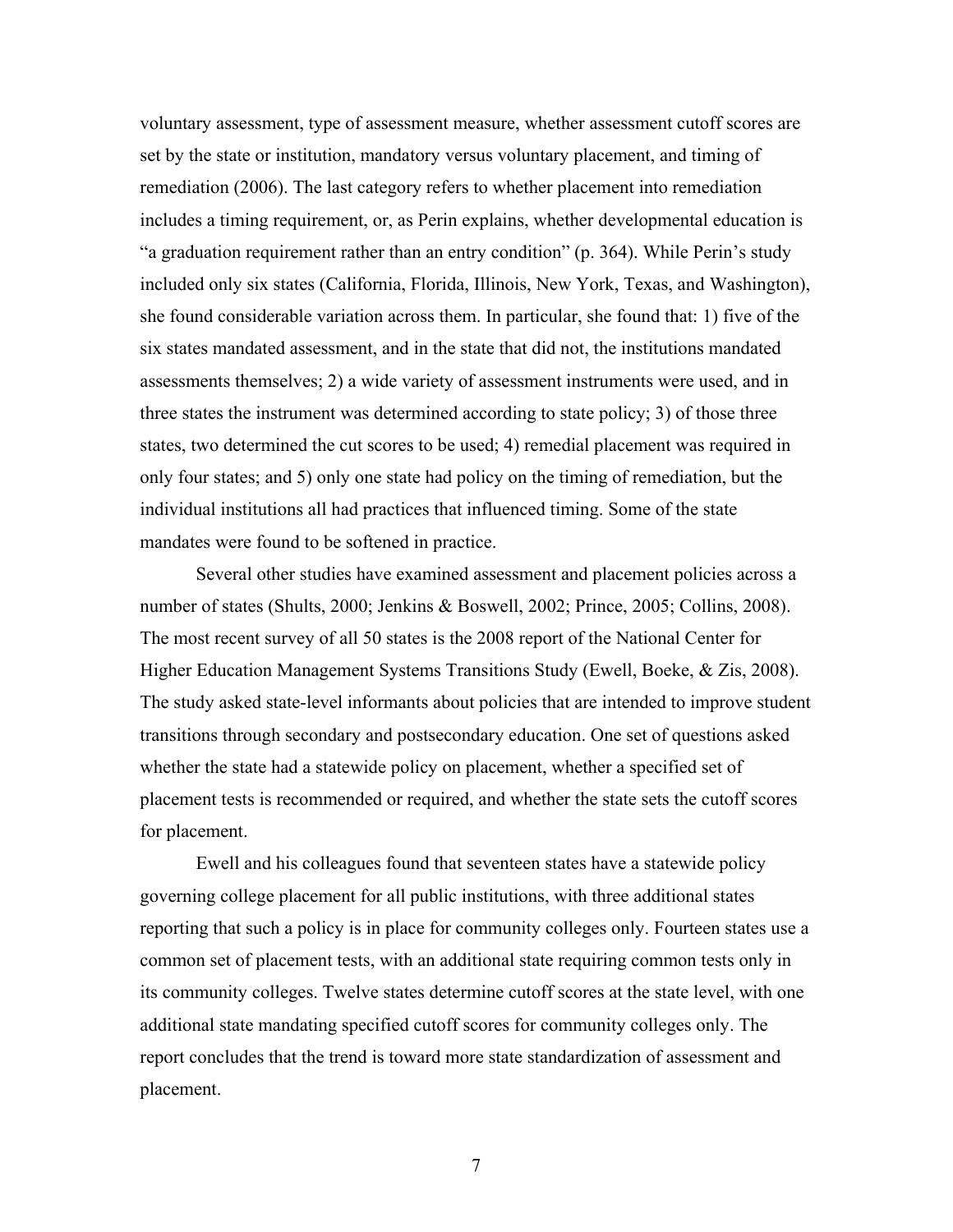voluntary assessment, type of assessment measure, whether assessment cutoff scores are set by the state or institution, mandatory versus voluntary placement, and timing of remediation (2006). The last category refers to whether placement into remediation includes a timing requirement, or, as Perin explains, whether developmental education is "a graduation requirement rather than an entry condition" (p. 364). While Perin's study included only six states (California, Florida, Illinois, New York, Texas, and Washington), she found considerable variation across them. In particular, she found that: 1) five of the six states mandated assessment, and in the state that did not, the institutions mandated assessments themselves; 2) a wide variety of assessment instruments were used, and in three states the instrument was determined according to state policy; 3) of those three states, two determined the cut scores to be used; 4) remedial placement was required in only four states; and 5) only one state had policy on the timing of remediation, but the individual institutions all had practices that influenced timing. Some of the state mandates were found to be softened in practice.

Several other studies have examined assessment and placement policies across a number of states (Shults, 2000; Jenkins & Boswell, 2002; Prince, 2005; Collins, 2008). The most recent survey of all 50 states is the 2008 report of the National Center for Higher Education Management Systems Transitions Study (Ewell, Boeke, & Zis, 2008). The study asked state-level informants about policies that are intended to improve student transitions through secondary and postsecondary education. One set of questions asked whether the state had a statewide policy on placement, whether a specified set of placement tests is recommended or required, and whether the state sets the cutoff scores for placement.

Ewell and his colleagues found that seventeen states have a statewide policy governing college placement for all public institutions, with three additional states reporting that such a policy is in place for community colleges only. Fourteen states use a common set of placement tests, with an additional state requiring common tests only in its community colleges. Twelve states determine cutoff scores at the state level, with one additional state mandating specified cutoff scores for community colleges only. The report concludes that the trend is toward more state standardization of assessment and placement.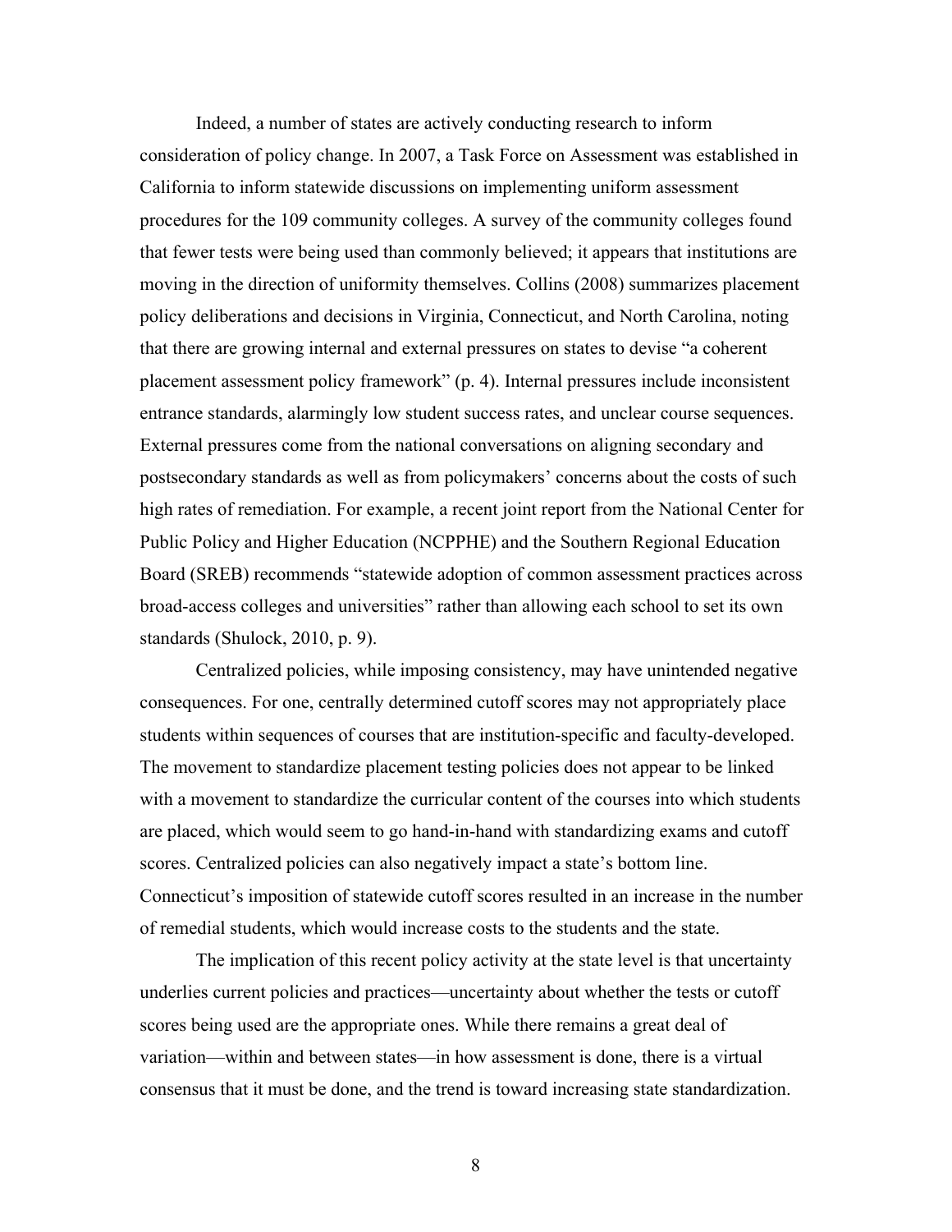Indeed, a number of states are actively conducting research to inform consideration of policy change. In 2007, a Task Force on Assessment was established in California to inform statewide discussions on implementing uniform assessment procedures for the 109 community colleges. A survey of the community colleges found that fewer tests were being used than commonly believed; it appears that institutions are moving in the direction of uniformity themselves. Collins (2008) summarizes placement policy deliberations and decisions in Virginia, Connecticut, and North Carolina, noting that there are growing internal and external pressures on states to devise "a coherent placement assessment policy framework" (p. 4). Internal pressures include inconsistent entrance standards, alarmingly low student success rates, and unclear course sequences. External pressures come from the national conversations on aligning secondary and postsecondary standards as well as from policymakers' concerns about the costs of such high rates of remediation. For example, a recent joint report from the National Center for Public Policy and Higher Education (NCPPHE) and the Southern Regional Education Board (SREB) recommends "statewide adoption of common assessment practices across broad-access colleges and universities" rather than allowing each school to set its own standards (Shulock, 2010, p. 9).

Centralized policies, while imposing consistency, may have unintended negative consequences. For one, centrally determined cutoff scores may not appropriately place students within sequences of courses that are institution-specific and faculty-developed. The movement to standardize placement testing policies does not appear to be linked with a movement to standardize the curricular content of the courses into which students are placed, which would seem to go hand-in-hand with standardizing exams and cutoff scores. Centralized policies can also negatively impact a state's bottom line. Connecticut's imposition of statewide cutoff scores resulted in an increase in the number of remedial students, which would increase costs to the students and the state.

The implication of this recent policy activity at the state level is that uncertainty underlies current policies and practices—uncertainty about whether the tests or cutoff scores being used are the appropriate ones. While there remains a great deal of variation—within and between states—in how assessment is done, there is a virtual consensus that it must be done, and the trend is toward increasing state standardization.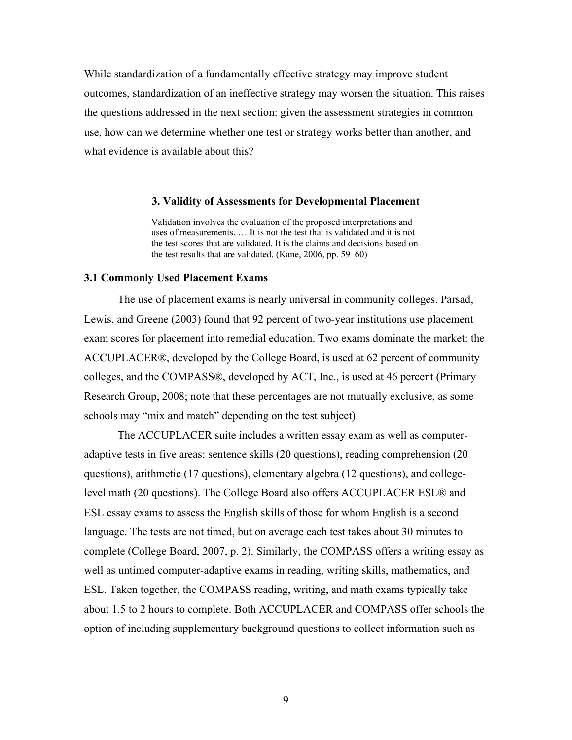While standardization of a fundamentally effective strategy may improve student outcomes, standardization of an ineffective strategy may worsen the situation. This raises the questions addressed in the next section: given the assessment strategies in common use, how can we determine whether one test or strategy works better than another, and what evidence is available about this?

## 3. Validity of Assessments for Developmental Placement

> Validation involves the evaluation of the proposed interpretations and uses of measurements. … It is not the test that is validated and it is not the test scores that are validated. It is the claims and decisions based on the test results that are validated. (Kane, 2006, pp. 59–60)

### 3.1 Commonly Used Placement Exams

The use of placement exams is nearly universal in community colleges. Parsad, Lewis, and Greene (2003) found that 92 percent of two-year institutions use placement exam scores for placement into remedial education. Two exams dominate the market: the ACCUPLACER®, developed by the College Board, is used at 62 percent of community colleges, and the COMPASS®, developed by ACT, Inc., is used at 46 percent (Primary Research Group, 2008; note that these percentages are not mutually exclusive, as some schools may "mix and match" depending on the test subject).

The ACCUPLACER suite includes a written essay exam as well as computer-adaptive tests in five areas: sentence skills (20 questions), reading comprehension (20 questions), arithmetic (17 questions), elementary algebra (12 questions), and college-level math (20 questions). The College Board also offers ACCUPLACER ESL® and ESL essay exams to assess the English skills of those for whom English is a second language. The tests are not timed, but on average each test takes about 30 minutes to complete (College Board, 2007, p. 2). Similarly, the COMPASS offers a writing essay as well as untimed computer-adaptive exams in reading, writing skills, mathematics, and ESL. Taken together, the COMPASS reading, writing, and math exams typically take about 1.5 to 2 hours to complete. Both ACCUPLACER and COMPASS offer schools the option of including supplementary background questions to collect information such as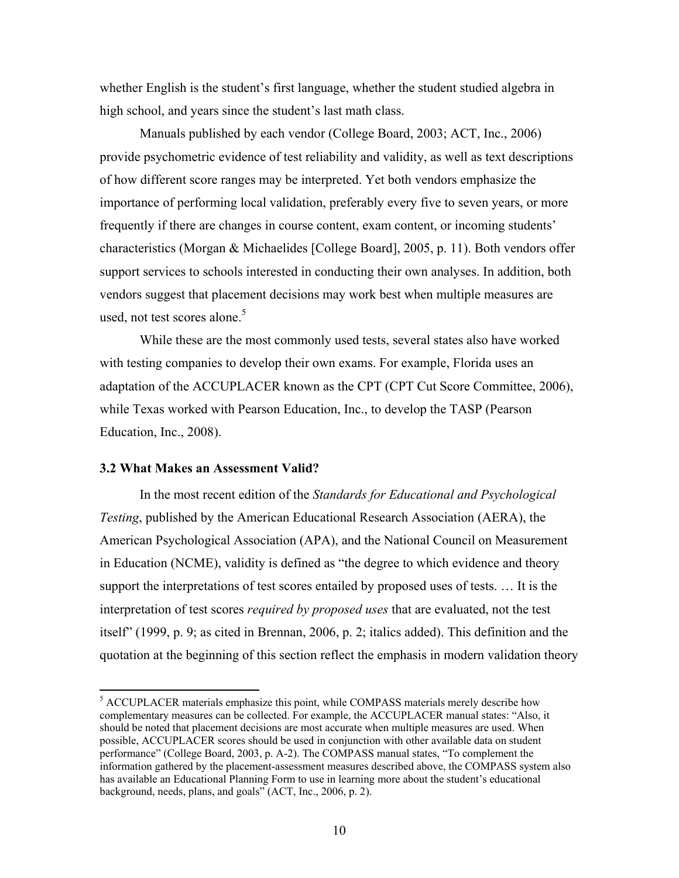whether English is the student's first language, whether the student studied algebra in high school, and years since the student's last math class.

Manuals published by each vendor (College Board, 2003; ACT, Inc., 2006) provide psychometric evidence of test reliability and validity, as well as text descriptions of how different score ranges may be interpreted. Yet both vendors emphasize the importance of performing local validation, preferably every five to seven years, or more frequently if there are changes in course content, exam content, or incoming students' characteristics (Morgan & Michaelides [College Board], 2005, p. 11). Both vendors offer support services to schools interested in conducting their own analyses. In addition, both vendors suggest that placement decisions may work best when multiple measures are used, not test scores alone.[5]

While these are the most commonly used tests, several states also have worked with testing companies to develop their own exams. For example, Florida uses an adaptation of the ACCUPLACER known as the CPT (CPT Cut Score Committee, 2006), while Texas worked with Pearson Education, Inc., to develop the TASP (Pearson Education, Inc., 2008).

### 3.2 What Makes an Assessment Valid?

In the most recent edition of the *Standards for Educational and Psychological Testing*, published by the American Educational Research Association (AERA), the American Psychological Association (APA), and the National Council on Measurement in Education (NCME), validity is defined as "the degree to which evidence and theory support the interpretations of test scores entailed by proposed uses of tests. … It is the interpretation of test scores *required by proposed uses* that are evaluated, not the test itself" (1999, p. 9; as cited in Brennan, 2006, p. 2; italics added). This definition and the quotation at the beginning of this section reflect the emphasis in modern validation theory

---

[5] ACCUPLACER materials emphasize this point, while COMPASS materials merely describe how complementary measures can be collected. For example, the ACCUPLACER manual states: "Also, it should be noted that placement decisions are most accurate when multiple measures are used. When possible, ACCUPLACER scores should be used in conjunction with other available data on student performance" (College Board, 2003, p. A-2). The COMPASS manual states, "To complement the information gathered by the placement-assessment measures described above, the COMPASS system also has available an Educational Planning Form to use in learning more about the student's educational background, needs, plans, and goals" (ACT, Inc., 2006, p. 2).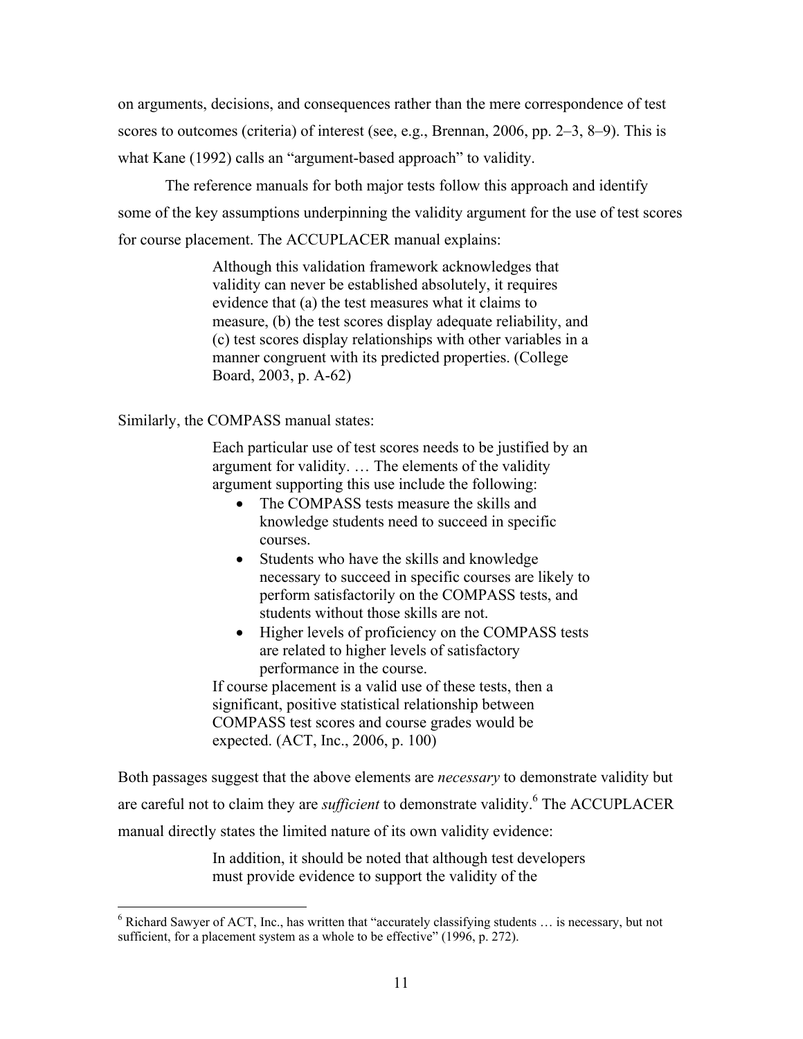on arguments, decisions, and consequences rather than the mere correspondence of test scores to outcomes (criteria) of interest (see, e.g., Brennan, 2006, pp. 2–3, 8–9). This is what Kane (1992) calls an "argument-based approach" to validity.

The reference manuals for both major tests follow this approach and identify some of the key assumptions underpinning the validity argument for the use of test scores for course placement. The ACCUPLACER manual explains:

> Although this validation framework acknowledges that validity can never be established absolutely, it requires evidence that (a) the test measures what it claims to measure, (b) the test scores display adequate reliability, and (c) test scores display relationships with other variables in a manner congruent with its predicted properties. (College Board, 2003, p. A-62)

Similarly, the COMPASS manual states:

> Each particular use of test scores needs to be justified by an argument for validity. … The elements of the validity argument supporting this use include the following:
>
> - The COMPASS tests measure the skills and knowledge students need to succeed in specific courses.
> - Students who have the skills and knowledge necessary to succeed in specific courses are likely to perform satisfactorily on the COMPASS tests, and students without those skills are not.
> - Higher levels of proficiency on the COMPASS tests are related to higher levels of satisfactory performance in the course.
>
> If course placement is a valid use of these tests, then a significant, positive statistical relationship between COMPASS test scores and course grades would be expected. (ACT, Inc., 2006, p. 100)

Both passages suggest that the above elements are *necessary* to demonstrate validity but are careful not to claim they are *sufficient* to demonstrate validity.[6] The ACCUPLACER manual directly states the limited nature of its own validity evidence:

> In addition, it should be noted that although test developers must provide evidence to support the validity of the

[6] Richard Sawyer of ACT, Inc., has written that "accurately classifying students … is necessary, but not sufficient, for a placement system as a whole to be effective" (1996, p. 272).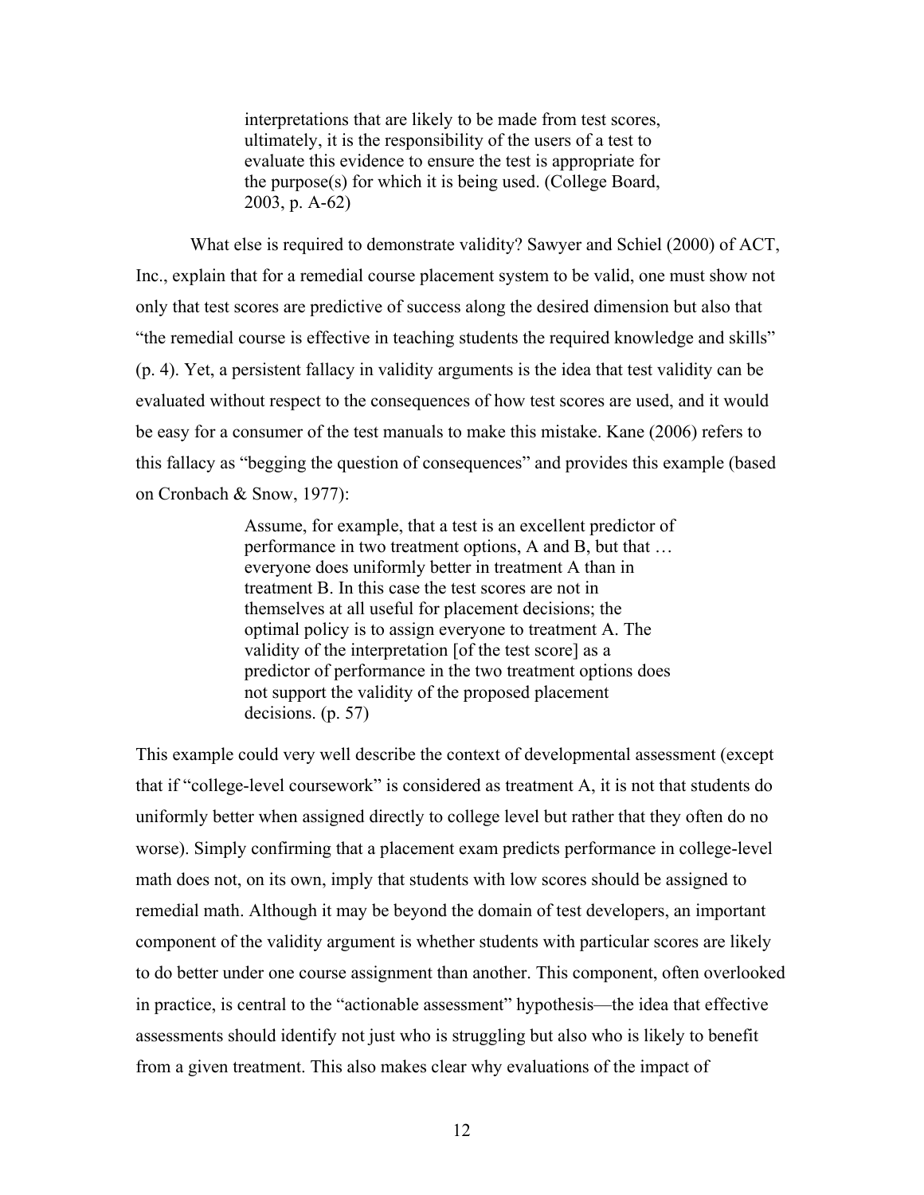> interpretations that are likely to be made from test scores, ultimately, it is the responsibility of the users of a test to evaluate this evidence to ensure the test is appropriate for the purpose(s) for which it is being used. (College Board, 2003, p. A-62)

What else is required to demonstrate validity? Sawyer and Schiel (2000) of ACT, Inc., explain that for a remedial course placement system to be valid, one must show not only that test scores are predictive of success along the desired dimension but also that "the remedial course is effective in teaching students the required knowledge and skills" (p. 4). Yet, a persistent fallacy in validity arguments is the idea that test validity can be evaluated without respect to the consequences of how test scores are used, and it would be easy for a consumer of the test manuals to make this mistake. Kane (2006) refers to this fallacy as "begging the question of consequences" and provides this example (based on Cronbach & Snow, 1977):

> Assume, for example, that a test is an excellent predictor of performance in two treatment options, A and B, but that … everyone does uniformly better in treatment A than in treatment B. In this case the test scores are not in themselves at all useful for placement decisions; the optimal policy is to assign everyone to treatment A. The validity of the interpretation [of the test score] as a predictor of performance in the two treatment options does not support the validity of the proposed placement decisions. (p. 57)

This example could very well describe the context of developmental assessment (except that if "college-level coursework" is considered as treatment A, it is not that students do uniformly better when assigned directly to college level but rather that they often do no worse). Simply confirming that a placement exam predicts performance in college-level math does not, on its own, imply that students with low scores should be assigned to remedial math. Although it may be beyond the domain of test developers, an important component of the validity argument is whether students with particular scores are likely to do better under one course assignment than another. This component, often overlooked in practice, is central to the "actionable assessment" hypothesis—the idea that effective assessments should identify not just who is struggling but also who is likely to benefit from a given treatment. This also makes clear why evaluations of the impact of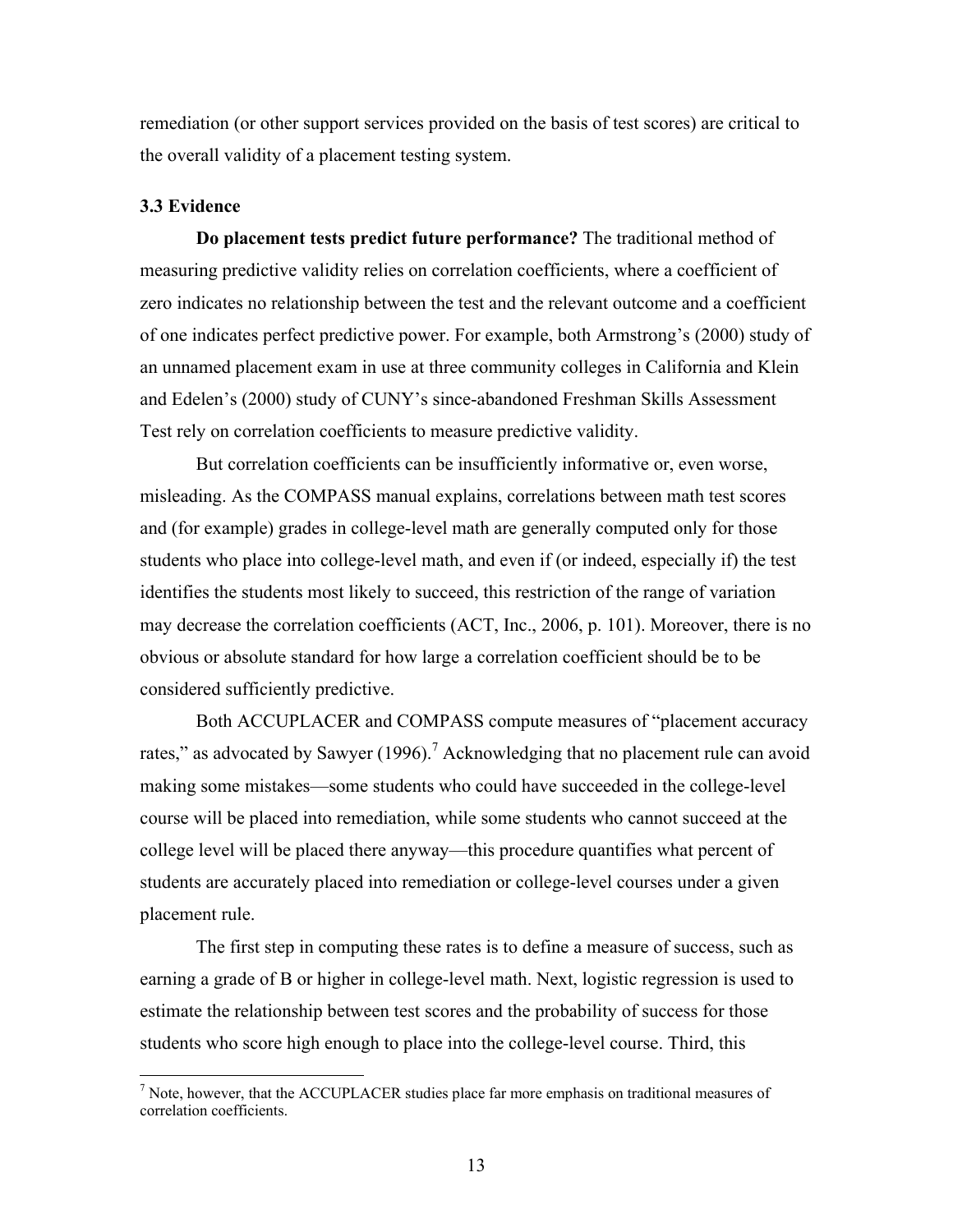remediation (or other support services provided on the basis of test scores) are critical to the overall validity of a placement testing system.

### 3.3 Evidence

**Do placement tests predict future performance?** The traditional method of measuring predictive validity relies on correlation coefficients, where a coefficient of zero indicates no relationship between the test and the relevant outcome and a coefficient of one indicates perfect predictive power. For example, both Armstrong's (2000) study of an unnamed placement exam in use at three community colleges in California and Klein and Edelen's (2000) study of CUNY's since-abandoned Freshman Skills Assessment Test rely on correlation coefficients to measure predictive validity.

But correlation coefficients can be insufficiently informative or, even worse, misleading. As the COMPASS manual explains, correlations between math test scores and (for example) grades in college-level math are generally computed only for those students who place into college-level math, and even if (or indeed, especially if) the test identifies the students most likely to succeed, this restriction of the range of variation may decrease the correlation coefficients (ACT, Inc., 2006, p. 101). Moreover, there is no obvious or absolute standard for how large a correlation coefficient should be to be considered sufficiently predictive.

Both ACCUPLACER and COMPASS compute measures of "placement accuracy rates," as advocated by Sawyer (1996).[7] Acknowledging that no placement rule can avoid making some mistakes—some students who could have succeeded in the college-level course will be placed into remediation, while some students who cannot succeed at the college level will be placed there anyway—this procedure quantifies what percent of students are accurately placed into remediation or college-level courses under a given placement rule.

The first step in computing these rates is to define a measure of success, such as earning a grade of B or higher in college-level math. Next, logistic regression is used to estimate the relationship between test scores and the probability of success for those students who score high enough to place into the college-level course. Third, this

[7] Note, however, that the ACCUPLACER studies place far more emphasis on traditional measures of correlation coefficients.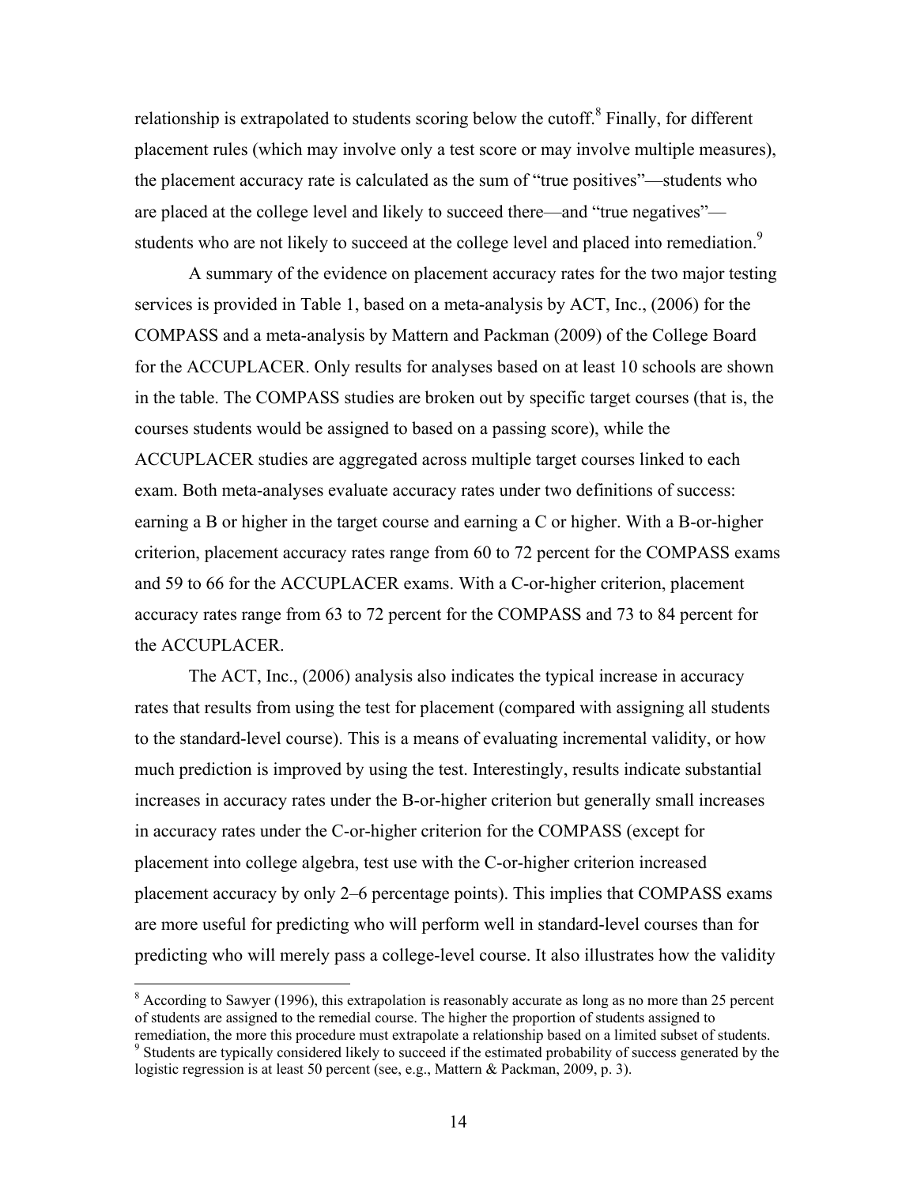relationship is extrapolated to students scoring below the cutoff.[8] Finally, for different placement rules (which may involve only a test score or may involve multiple measures), the placement accuracy rate is calculated as the sum of "true positives"—students who are placed at the college level and likely to succeed there—and "true negatives"—students who are not likely to succeed at the college level and placed into remediation.[9]

A summary of the evidence on placement accuracy rates for the two major testing services is provided in Table 1, based on a meta-analysis by ACT, Inc., (2006) for the COMPASS and a meta-analysis by Mattern and Packman (2009) of the College Board for the ACCUPLACER. Only results for analyses based on at least 10 schools are shown in the table. The COMPASS studies are broken out by specific target courses (that is, the courses students would be assigned to based on a passing score), while the ACCUPLACER studies are aggregated across multiple target courses linked to each exam. Both meta-analyses evaluate accuracy rates under two definitions of success: earning a B or higher in the target course and earning a C or higher. With a B-or-higher criterion, placement accuracy rates range from 60 to 72 percent for the COMPASS exams and 59 to 66 for the ACCUPLACER exams. With a C-or-higher criterion, placement accuracy rates range from 63 to 72 percent for the COMPASS and 73 to 84 percent for the ACCUPLACER.

The ACT, Inc., (2006) analysis also indicates the typical increase in accuracy rates that results from using the test for placement (compared with assigning all students to the standard-level course). This is a means of evaluating incremental validity, or how much prediction is improved by using the test. Interestingly, results indicate substantial increases in accuracy rates under the B-or-higher criterion but generally small increases in accuracy rates under the C-or-higher criterion for the COMPASS (except for placement into college algebra, test use with the C-or-higher criterion increased placement accuracy by only 2–6 percentage points). This implies that COMPASS exams are more useful for predicting who will perform well in standard-level courses than for predicting who will merely pass a college-level course. It also illustrates how the validity

[8] According to Sawyer (1996), this extrapolation is reasonably accurate as long as no more than 25 percent of students are assigned to the remedial course. The higher the proportion of students assigned to remediation, the more this procedure must extrapolate a relationship based on a limited subset of students.

[9] Students are typically considered likely to succeed if the estimated probability of success generated by the logistic regression is at least 50 percent (see, e.g., Mattern & Packman, 2009, p. 3).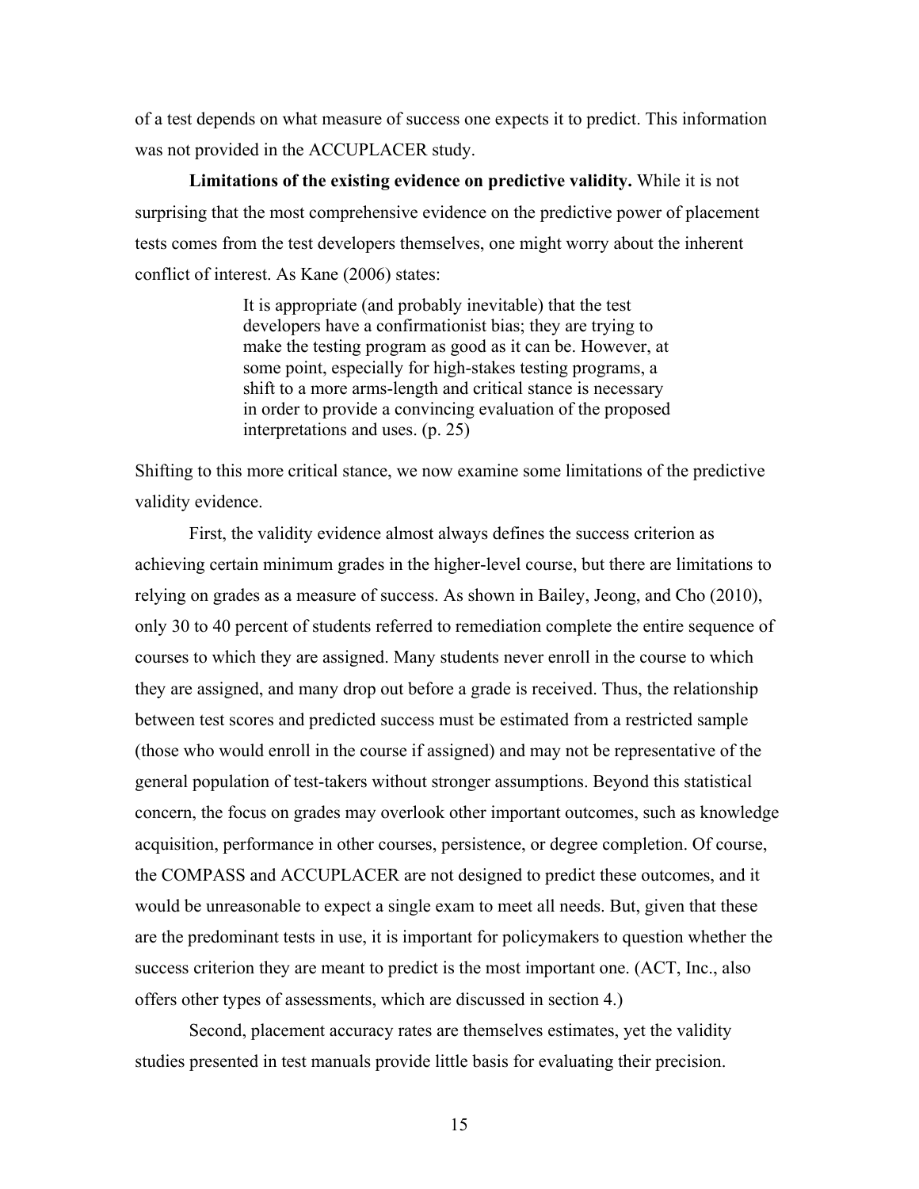of a test depends on what measure of success one expects it to predict. This information was not provided in the ACCUPLACER study.

**Limitations of the existing evidence on predictive validity.** While it is not surprising that the most comprehensive evidence on the predictive power of placement tests comes from the test developers themselves, one might worry about the inherent conflict of interest. As Kane (2006) states:

> It is appropriate (and probably inevitable) that the test developers have a confirmationist bias; they are trying to make the testing program as good as it can be. However, at some point, especially for high-stakes testing programs, a shift to a more arms-length and critical stance is necessary in order to provide a convincing evaluation of the proposed interpretations and uses. (p. 25)

Shifting to this more critical stance, we now examine some limitations of the predictive validity evidence.

First, the validity evidence almost always defines the success criterion as achieving certain minimum grades in the higher-level course, but there are limitations to relying on grades as a measure of success. As shown in Bailey, Jeong, and Cho (2010), only 30 to 40 percent of students referred to remediation complete the entire sequence of courses to which they are assigned. Many students never enroll in the course to which they are assigned, and many drop out before a grade is received. Thus, the relationship between test scores and predicted success must be estimated from a restricted sample (those who would enroll in the course if assigned) and may not be representative of the general population of test-takers without stronger assumptions. Beyond this statistical concern, the focus on grades may overlook other important outcomes, such as knowledge acquisition, performance in other courses, persistence, or degree completion. Of course, the COMPASS and ACCUPLACER are not designed to predict these outcomes, and it would be unreasonable to expect a single exam to meet all needs. But, given that these are the predominant tests in use, it is important for policymakers to question whether the success criterion they are meant to predict is the most important one. (ACT, Inc., also offers other types of assessments, which are discussed in section 4.)

Second, placement accuracy rates are themselves estimates, yet the validity studies presented in test manuals provide little basis for evaluating their precision.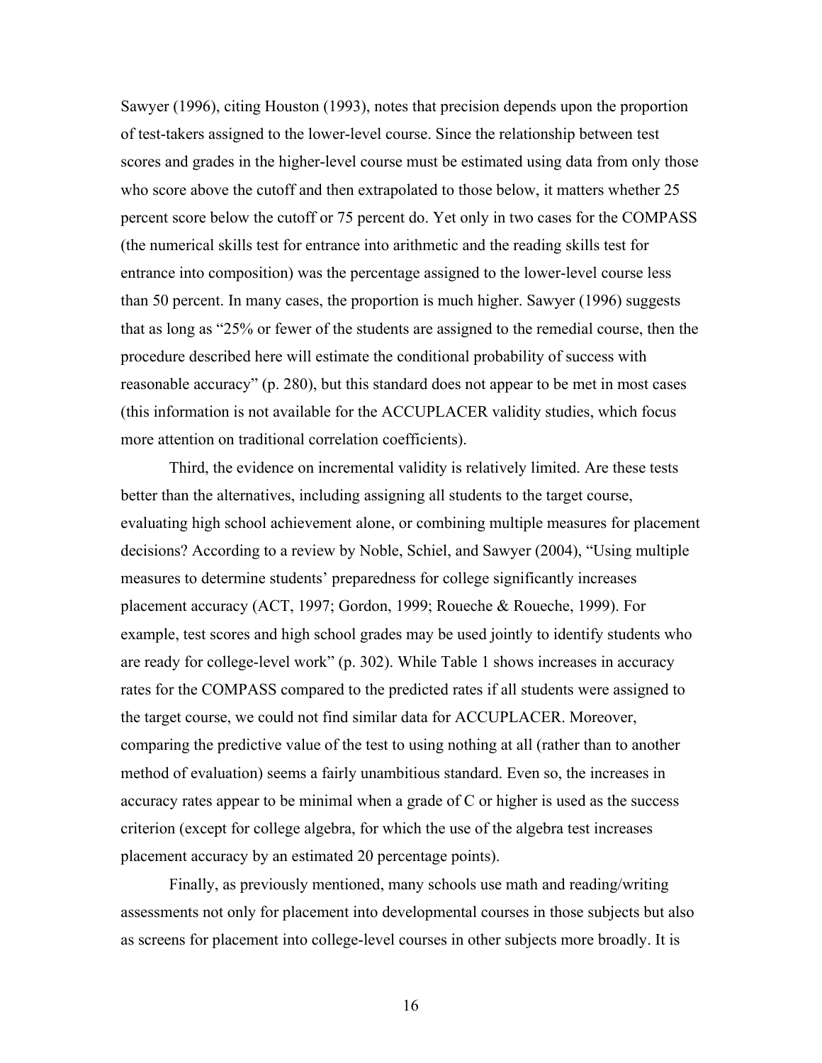Sawyer (1996), citing Houston (1993), notes that precision depends upon the proportion of test-takers assigned to the lower-level course. Since the relationship between test scores and grades in the higher-level course must be estimated using data from only those who score above the cutoff and then extrapolated to those below, it matters whether 25 percent score below the cutoff or 75 percent do. Yet only in two cases for the COMPASS (the numerical skills test for entrance into arithmetic and the reading skills test for entrance into composition) was the percentage assigned to the lower-level course less than 50 percent. In many cases, the proportion is much higher. Sawyer (1996) suggests that as long as "25% or fewer of the students are assigned to the remedial course, then the procedure described here will estimate the conditional probability of success with reasonable accuracy" (p. 280), but this standard does not appear to be met in most cases (this information is not available for the ACCUPLACER validity studies, which focus more attention on traditional correlation coefficients).

Third, the evidence on incremental validity is relatively limited. Are these tests better than the alternatives, including assigning all students to the target course, evaluating high school achievement alone, or combining multiple measures for placement decisions? According to a review by Noble, Schiel, and Sawyer (2004), "Using multiple measures to determine students' preparedness for college significantly increases placement accuracy (ACT, 1997; Gordon, 1999; Roueche & Roueche, 1999). For example, test scores and high school grades may be used jointly to identify students who are ready for college-level work" (p. 302). While Table 1 shows increases in accuracy rates for the COMPASS compared to the predicted rates if all students were assigned to the target course, we could not find similar data for ACCUPLACER. Moreover, comparing the predictive value of the test to using nothing at all (rather than to another method of evaluation) seems a fairly unambitious standard. Even so, the increases in accuracy rates appear to be minimal when a grade of C or higher is used as the success criterion (except for college algebra, for which the use of the algebra test increases placement accuracy by an estimated 20 percentage points).

Finally, as previously mentioned, many schools use math and reading/writing assessments not only for placement into developmental courses in those subjects but also as screens for placement into college-level courses in other subjects more broadly. It is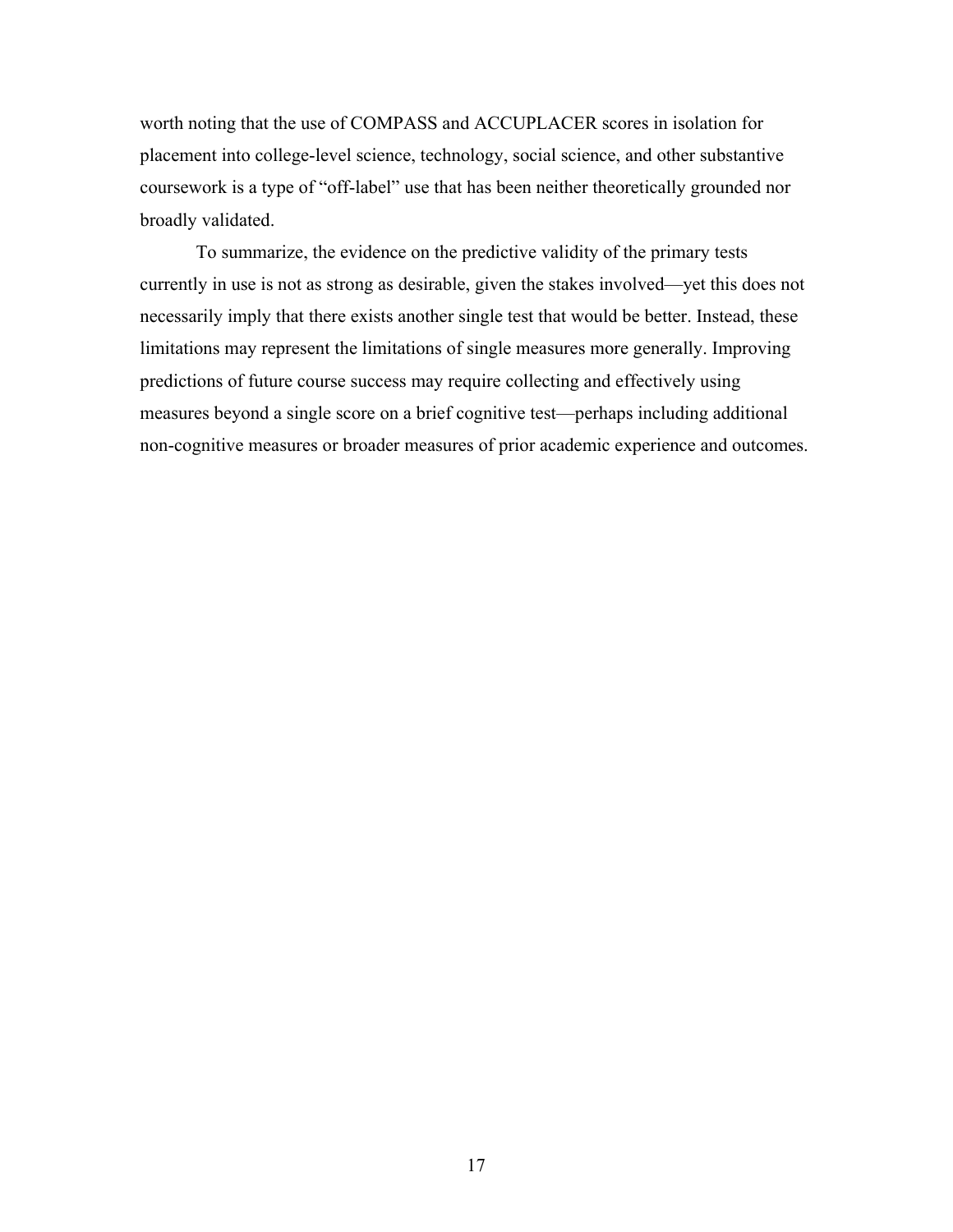worth noting that the use of COMPASS and ACCUPLACER scores in isolation for placement into college-level science, technology, social science, and other substantive coursework is a type of "off-label" use that has been neither theoretically grounded nor broadly validated.

To summarize, the evidence on the predictive validity of the primary tests currently in use is not as strong as desirable, given the stakes involved—yet this does not necessarily imply that there exists another single test that would be better. Instead, these limitations may represent the limitations of single measures more generally. Improving predictions of future course success may require collecting and effectively using measures beyond a single score on a brief cognitive test—perhaps including additional non-cognitive measures or broader measures of prior academic experience and outcomes.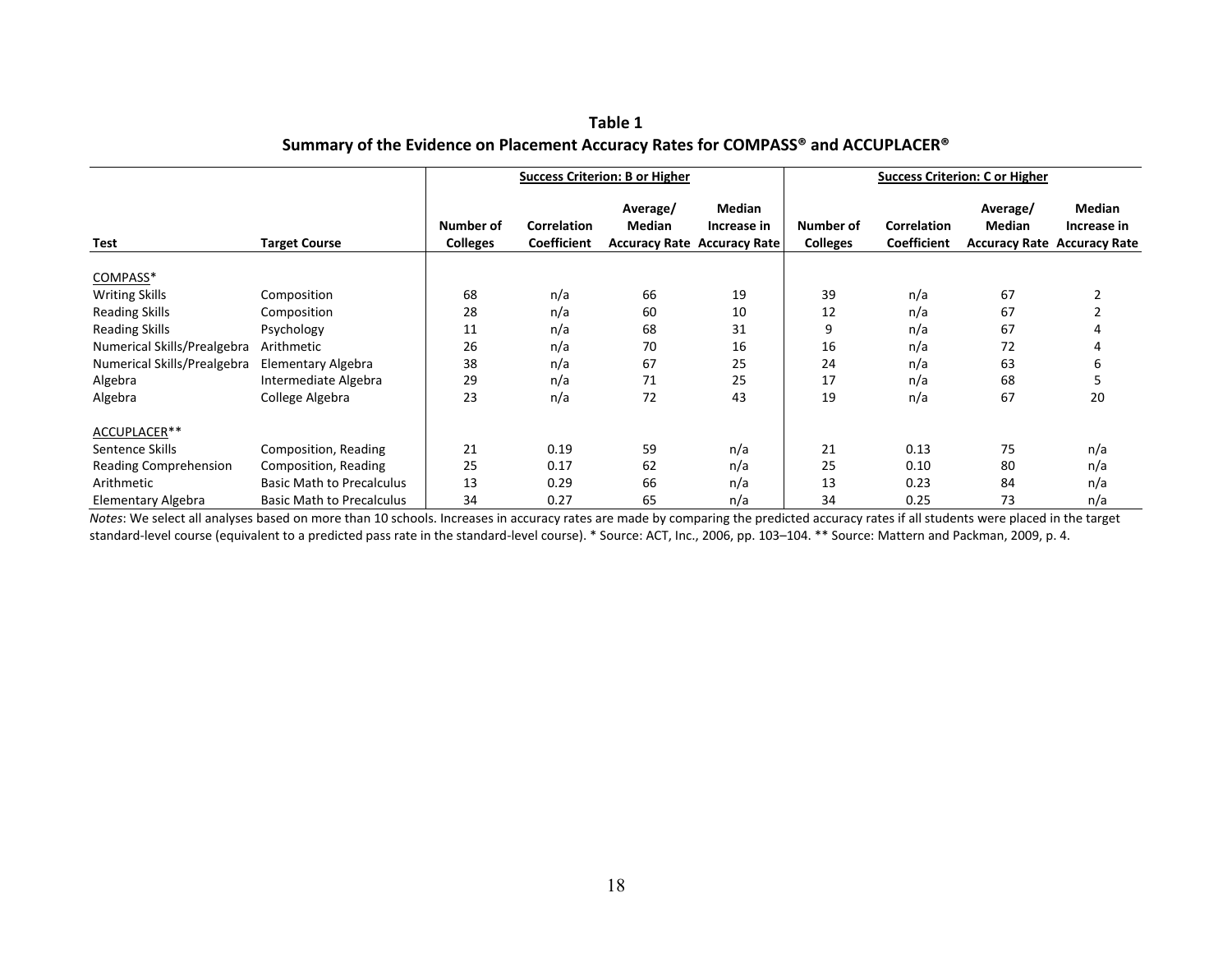**Table 1**
**Summary of the Evidence on Placement Accuracy Rates for COMPASS® and ACCUPLACER®**

| | | Success Criterion: B or Higher | | | | Success Criterion: C or Higher | | | |
|---|---|---|---|---|---|---|---|---|---|
| **Test** | **Target Course** | **Number of Colleges** | **Correlation Coefficient** | **Average/ Median Accuracy Rate** | **Median Increase in Accuracy Rate** | **Number of Colleges** | **Correlation Coefficient** | **Average/ Median Accuracy Rate** | **Median Increase in Accuracy Rate** |
| COMPASS* | | | | | | | | | |
| Writing Skills | Composition | 68 | n/a | 66 | 19 | 39 | n/a | 67 | 2 |
| Reading Skills | Composition | 28 | n/a | 60 | 10 | 12 | n/a | 67 | 2 |
| Reading Skills | Psychology | 11 | n/a | 68 | 31 | 9 | n/a | 67 | 4 |
| Numerical Skills/Prealgebra | Arithmetic | 26 | n/a | 70 | 16 | 16 | n/a | 72 | 4 |
| Numerical Skills/Prealgebra | Elementary Algebra | 38 | n/a | 67 | 25 | 24 | n/a | 63 | 6 |
| Algebra | Intermediate Algebra | 29 | n/a | 71 | 25 | 17 | n/a | 68 | 5 |
| Algebra | College Algebra | 23 | n/a | 72 | 43 | 19 | n/a | 67 | 20 |
| ACCUPLACER** | | | | | | | | | |
| Sentence Skills | Composition, Reading | 21 | 0.19 | 59 | n/a | 21 | 0.13 | 75 | n/a |
| Reading Comprehension | Composition, Reading | 25 | 0.17 | 62 | n/a | 25 | 0.10 | 80 | n/a |
| Arithmetic | Basic Math to Precalculus | 13 | 0.29 | 66 | n/a | 13 | 0.23 | 84 | n/a |
| Elementary Algebra | Basic Math to Precalculus | 34 | 0.27 | 65 | n/a | 34 | 0.25 | 73 | n/a |

*Notes*: We select all analyses based on more than 10 schools. Increases in accuracy rates are made by comparing the predicted accuracy rates if all students were placed in the target standard-level course (equivalent to a predicted pass rate in the standard-level course). * Source: ACT, Inc., 2006, pp. 103–104. ** Source: Mattern and Packman, 2009, p. 4.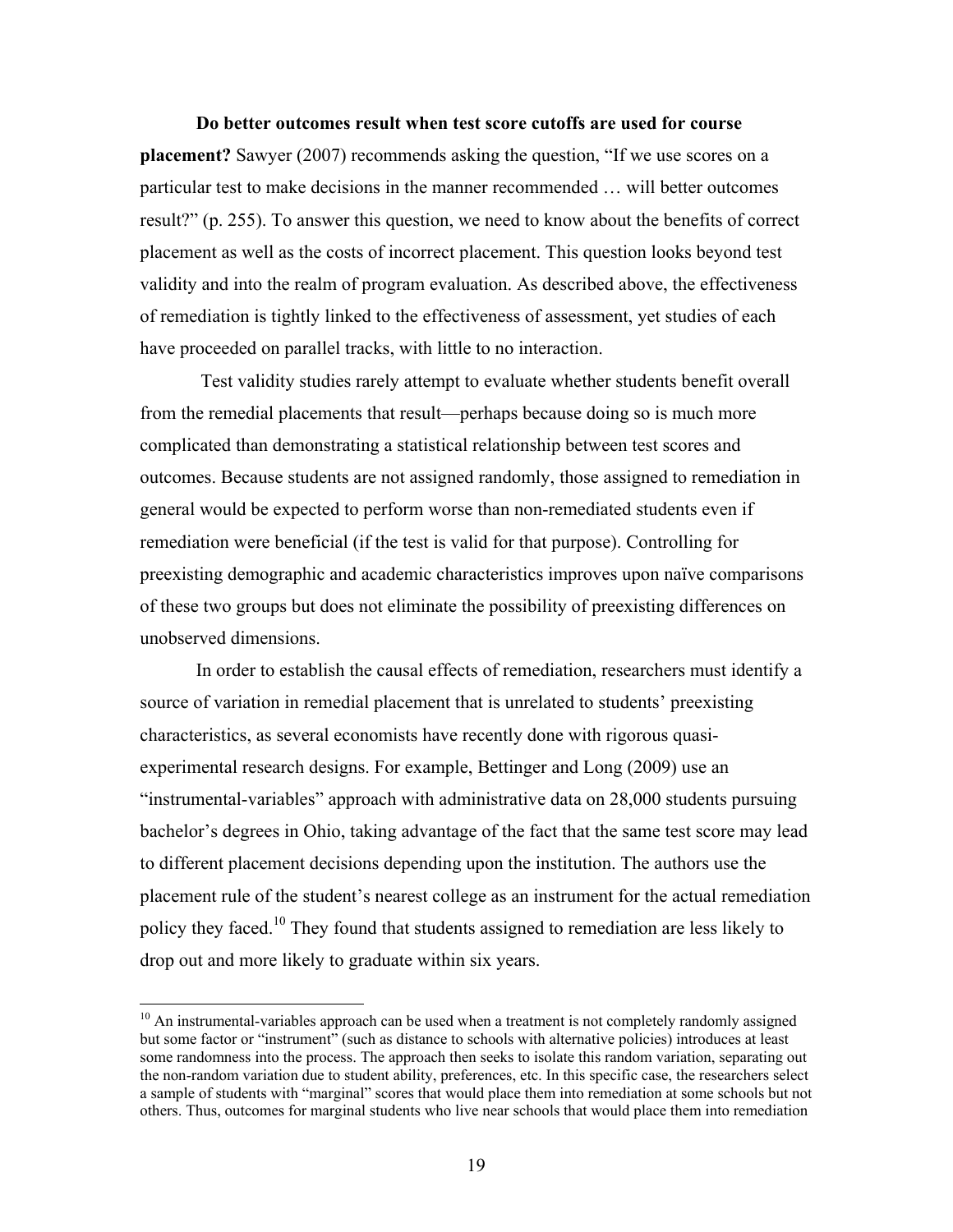**Do better outcomes result when test score cutoffs are used for course placement?** Sawyer (2007) recommends asking the question, "If we use scores on a particular test to make decisions in the manner recommended … will better outcomes result?" (p. 255). To answer this question, we need to know about the benefits of correct placement as well as the costs of incorrect placement. This question looks beyond test validity and into the realm of program evaluation. As described above, the effectiveness of remediation is tightly linked to the effectiveness of assessment, yet studies of each have proceeded on parallel tracks, with little to no interaction.

Test validity studies rarely attempt to evaluate whether students benefit overall from the remedial placements that result—perhaps because doing so is much more complicated than demonstrating a statistical relationship between test scores and outcomes. Because students are not assigned randomly, those assigned to remediation in general would be expected to perform worse than non-remediated students even if remediation were beneficial (if the test is valid for that purpose). Controlling for preexisting demographic and academic characteristics improves upon naïve comparisons of these two groups but does not eliminate the possibility of preexisting differences on unobserved dimensions.

In order to establish the causal effects of remediation, researchers must identify a source of variation in remedial placement that is unrelated to students' preexisting characteristics, as several economists have recently done with rigorous quasi-experimental research designs. For example, Bettinger and Long (2009) use an "instrumental-variables" approach with administrative data on 28,000 students pursuing bachelor's degrees in Ohio, taking advantage of the fact that the same test score may lead to different placement decisions depending upon the institution. The authors use the placement rule of the student's nearest college as an instrument for the actual remediation policy they faced.[10] They found that students assigned to remediation are less likely to drop out and more likely to graduate within six years.

[10] An instrumental-variables approach can be used when a treatment is not completely randomly assigned but some factor or "instrument" (such as distance to schools with alternative policies) introduces at least some randomness into the process. The approach then seeks to isolate this random variation, separating out the non-random variation due to student ability, preferences, etc. In this specific case, the researchers select a sample of students with "marginal" scores that would place them into remediation at some schools but not others. Thus, outcomes for marginal students who live near schools that would place them into remediation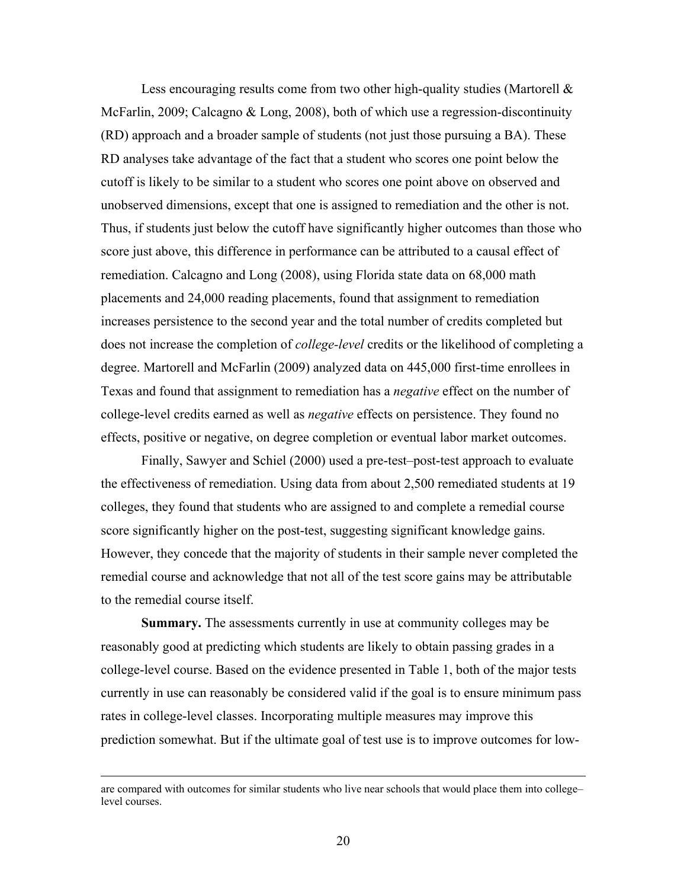Less encouraging results come from two other high-quality studies (Martorell & McFarlin, 2009; Calcagno & Long, 2008), both of which use a regression-discontinuity (RD) approach and a broader sample of students (not just those pursuing a BA). These RD analyses take advantage of the fact that a student who scores one point below the cutoff is likely to be similar to a student who scores one point above on observed and unobserved dimensions, except that one is assigned to remediation and the other is not. Thus, if students just below the cutoff have significantly higher outcomes than those who score just above, this difference in performance can be attributed to a causal effect of remediation. Calcagno and Long (2008), using Florida state data on 68,000 math placements and 24,000 reading placements, found that assignment to remediation increases persistence to the second year and the total number of credits completed but does not increase the completion of *college-level* credits or the likelihood of completing a degree. Martorell and McFarlin (2009) analyzed data on 445,000 first-time enrollees in Texas and found that assignment to remediation has a *negative* effect on the number of college-level credits earned as well as *negative* effects on persistence. They found no effects, positive or negative, on degree completion or eventual labor market outcomes.

Finally, Sawyer and Schiel (2000) used a pre-test–post-test approach to evaluate the effectiveness of remediation. Using data from about 2,500 remediated students at 19 colleges, they found that students who are assigned to and complete a remedial course score significantly higher on the post-test, suggesting significant knowledge gains. However, they concede that the majority of students in their sample never completed the remedial course and acknowledge that not all of the test score gains may be attributable to the remedial course itself.

**Summary.** The assessments currently in use at community colleges may be reasonably good at predicting which students are likely to obtain passing grades in a college-level course. Based on the evidence presented in Table 1, both of the major tests currently in use can reasonably be considered valid if the goal is to ensure minimum pass rates in college-level classes. Incorporating multiple measures may improve this prediction somewhat. But if the ultimate goal of test use is to improve outcomes for low-

---

are compared with outcomes for similar students who live near schools that would place them into college–level courses.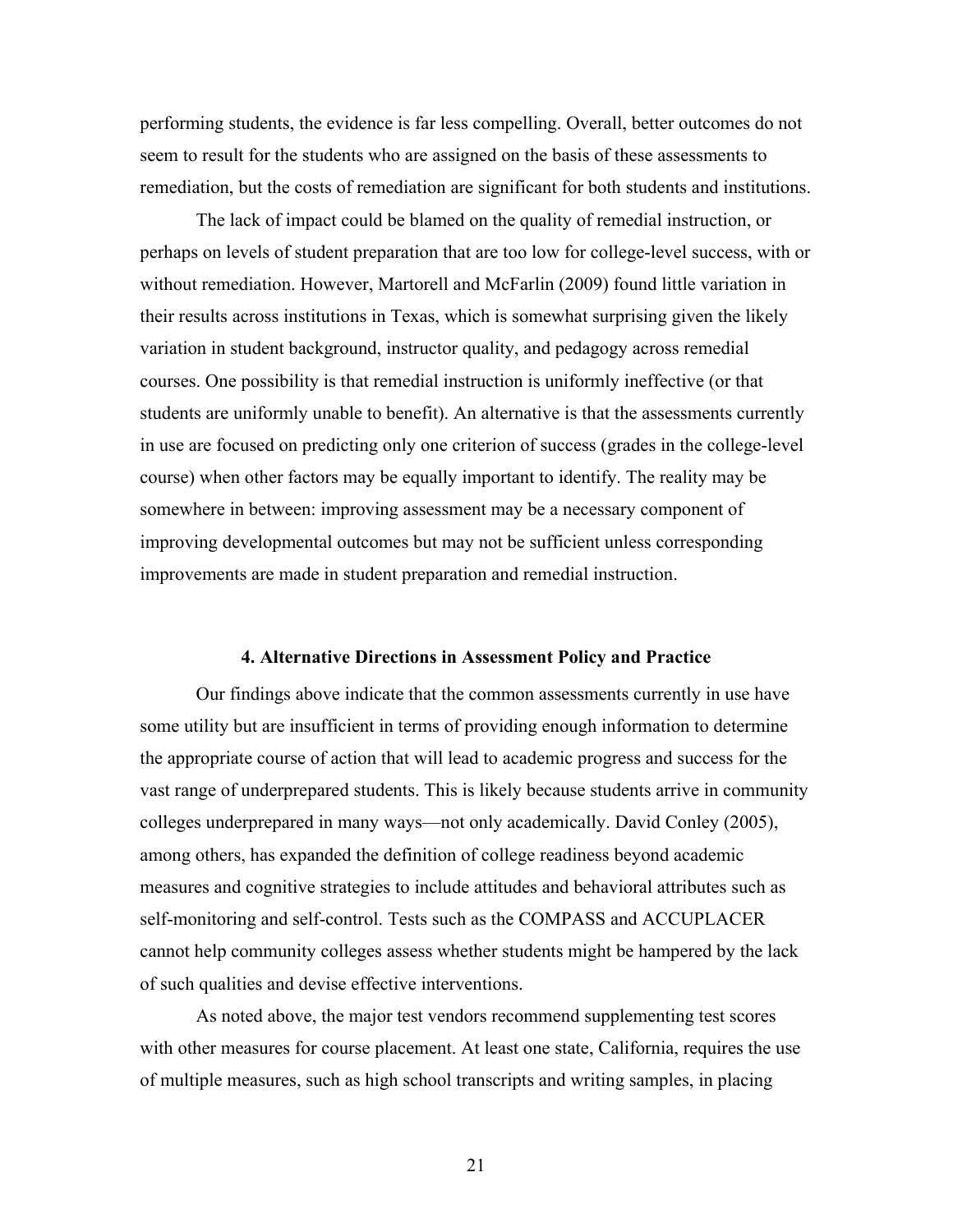performing students, the evidence is far less compelling. Overall, better outcomes do not seem to result for the students who are assigned on the basis of these assessments to remediation, but the costs of remediation are significant for both students and institutions.

The lack of impact could be blamed on the quality of remedial instruction, or perhaps on levels of student preparation that are too low for college-level success, with or without remediation. However, Martorell and McFarlin (2009) found little variation in their results across institutions in Texas, which is somewhat surprising given the likely variation in student background, instructor quality, and pedagogy across remedial courses. One possibility is that remedial instruction is uniformly ineffective (or that students are uniformly unable to benefit). An alternative is that the assessments currently in use are focused on predicting only one criterion of success (grades in the college-level course) when other factors may be equally important to identify. The reality may be somewhere in between: improving assessment may be a necessary component of improving developmental outcomes but may not be sufficient unless corresponding improvements are made in student preparation and remedial instruction.

## 4. Alternative Directions in Assessment Policy and Practice

Our findings above indicate that the common assessments currently in use have some utility but are insufficient in terms of providing enough information to determine the appropriate course of action that will lead to academic progress and success for the vast range of underprepared students. This is likely because students arrive in community colleges underprepared in many ways—not only academically. David Conley (2005), among others, has expanded the definition of college readiness beyond academic measures and cognitive strategies to include attitudes and behavioral attributes such as self-monitoring and self-control. Tests such as the COMPASS and ACCUPLACER cannot help community colleges assess whether students might be hampered by the lack of such qualities and devise effective interventions.

As noted above, the major test vendors recommend supplementing test scores with other measures for course placement. At least one state, California, requires the use of multiple measures, such as high school transcripts and writing samples, in placing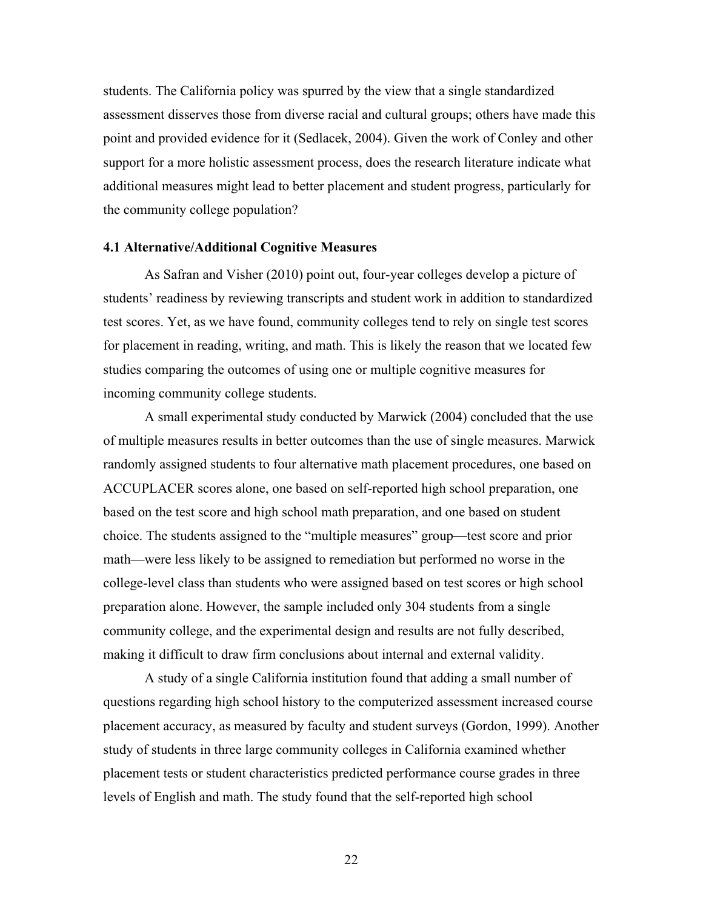students. The California policy was spurred by the view that a single standardized assessment disserves those from diverse racial and cultural groups; others have made this point and provided evidence for it (Sedlacek, 2004). Given the work of Conley and other support for a more holistic assessment process, does the research literature indicate what additional measures might lead to better placement and student progress, particularly for the community college population?

### 4.1 Alternative/Additional Cognitive Measures

As Safran and Visher (2010) point out, four-year colleges develop a picture of students' readiness by reviewing transcripts and student work in addition to standardized test scores. Yet, as we have found, community colleges tend to rely on single test scores for placement in reading, writing, and math. This is likely the reason that we located few studies comparing the outcomes of using one or multiple cognitive measures for incoming community college students.

A small experimental study conducted by Marwick (2004) concluded that the use of multiple measures results in better outcomes than the use of single measures. Marwick randomly assigned students to four alternative math placement procedures, one based on ACCUPLACER scores alone, one based on self-reported high school preparation, one based on the test score and high school math preparation, and one based on student choice. The students assigned to the "multiple measures" group—test score and prior math—were less likely to be assigned to remediation but performed no worse in the college-level class than students who were assigned based on test scores or high school preparation alone. However, the sample included only 304 students from a single community college, and the experimental design and results are not fully described, making it difficult to draw firm conclusions about internal and external validity.

A study of a single California institution found that adding a small number of questions regarding high school history to the computerized assessment increased course placement accuracy, as measured by faculty and student surveys (Gordon, 1999). Another study of students in three large community colleges in California examined whether placement tests or student characteristics predicted performance course grades in three levels of English and math. The study found that the self-reported high school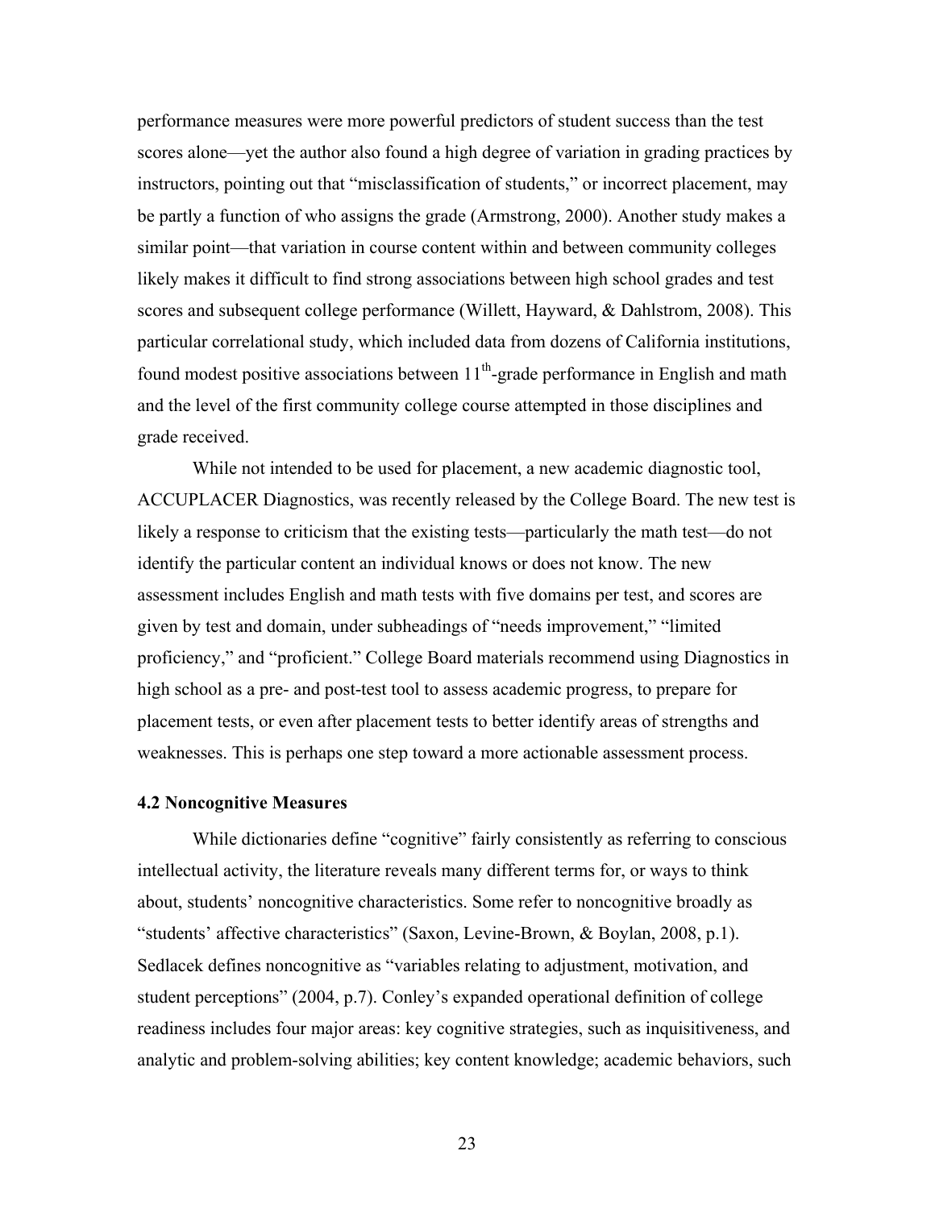performance measures were more powerful predictors of student success than the test scores alone—yet the author also found a high degree of variation in grading practices by instructors, pointing out that "misclassification of students," or incorrect placement, may be partly a function of who assigns the grade (Armstrong, 2000). Another study makes a similar point—that variation in course content within and between community colleges likely makes it difficult to find strong associations between high school grades and test scores and subsequent college performance (Willett, Hayward, & Dahlstrom, 2008). This particular correlational study, which included data from dozens of California institutions, found modest positive associations between 11th-grade performance in English and math and the level of the first community college course attempted in those disciplines and grade received.

While not intended to be used for placement, a new academic diagnostic tool, ACCUPLACER Diagnostics, was recently released by the College Board. The new test is likely a response to criticism that the existing tests—particularly the math test—do not identify the particular content an individual knows or does not know. The new assessment includes English and math tests with five domains per test, and scores are given by test and domain, under subheadings of "needs improvement," "limited proficiency," and "proficient." College Board materials recommend using Diagnostics in high school as a pre- and post-test tool to assess academic progress, to prepare for placement tests, or even after placement tests to better identify areas of strengths and weaknesses. This is perhaps one step toward a more actionable assessment process.

### 4.2 Noncognitive Measures

While dictionaries define "cognitive" fairly consistently as referring to conscious intellectual activity, the literature reveals many different terms for, or ways to think about, students' noncognitive characteristics. Some refer to noncognitive broadly as "students' affective characteristics" (Saxon, Levine-Brown, & Boylan, 2008, p.1). Sedlacek defines noncognitive as "variables relating to adjustment, motivation, and student perceptions" (2004, p.7). Conley's expanded operational definition of college readiness includes four major areas: key cognitive strategies, such as inquisitiveness, and analytic and problem-solving abilities; key content knowledge; academic behaviors, such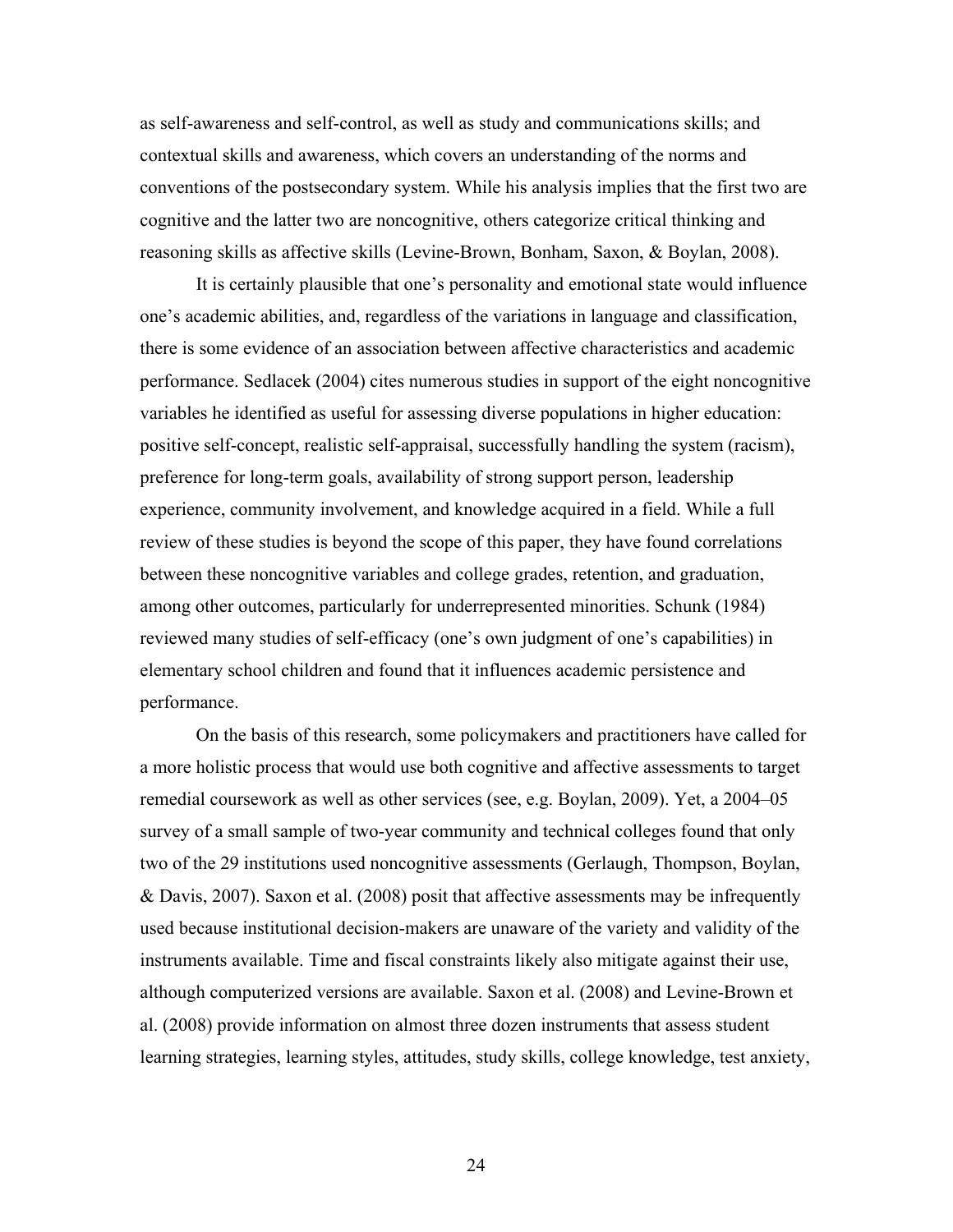as self-awareness and self-control, as well as study and communications skills; and contextual skills and awareness, which covers an understanding of the norms and conventions of the postsecondary system. While his analysis implies that the first two are cognitive and the latter two are noncognitive, others categorize critical thinking and reasoning skills as affective skills (Levine-Brown, Bonham, Saxon, & Boylan, 2008).

It is certainly plausible that one's personality and emotional state would influence one's academic abilities, and, regardless of the variations in language and classification, there is some evidence of an association between affective characteristics and academic performance. Sedlacek (2004) cites numerous studies in support of the eight noncognitive variables he identified as useful for assessing diverse populations in higher education: positive self-concept, realistic self-appraisal, successfully handling the system (racism), preference for long-term goals, availability of strong support person, leadership experience, community involvement, and knowledge acquired in a field. While a full review of these studies is beyond the scope of this paper, they have found correlations between these noncognitive variables and college grades, retention, and graduation, among other outcomes, particularly for underrepresented minorities. Schunk (1984) reviewed many studies of self-efficacy (one's own judgment of one's capabilities) in elementary school children and found that it influences academic persistence and performance.

On the basis of this research, some policymakers and practitioners have called for a more holistic process that would use both cognitive and affective assessments to target remedial coursework as well as other services (see, e.g. Boylan, 2009). Yet, a 2004–05 survey of a small sample of two-year community and technical colleges found that only two of the 29 institutions used noncognitive assessments (Gerlaugh, Thompson, Boylan, & Davis, 2007). Saxon et al. (2008) posit that affective assessments may be infrequently used because institutional decision-makers are unaware of the variety and validity of the instruments available. Time and fiscal constraints likely also mitigate against their use, although computerized versions are available. Saxon et al. (2008) and Levine-Brown et al. (2008) provide information on almost three dozen instruments that assess student learning strategies, learning styles, attitudes, study skills, college knowledge, test anxiety,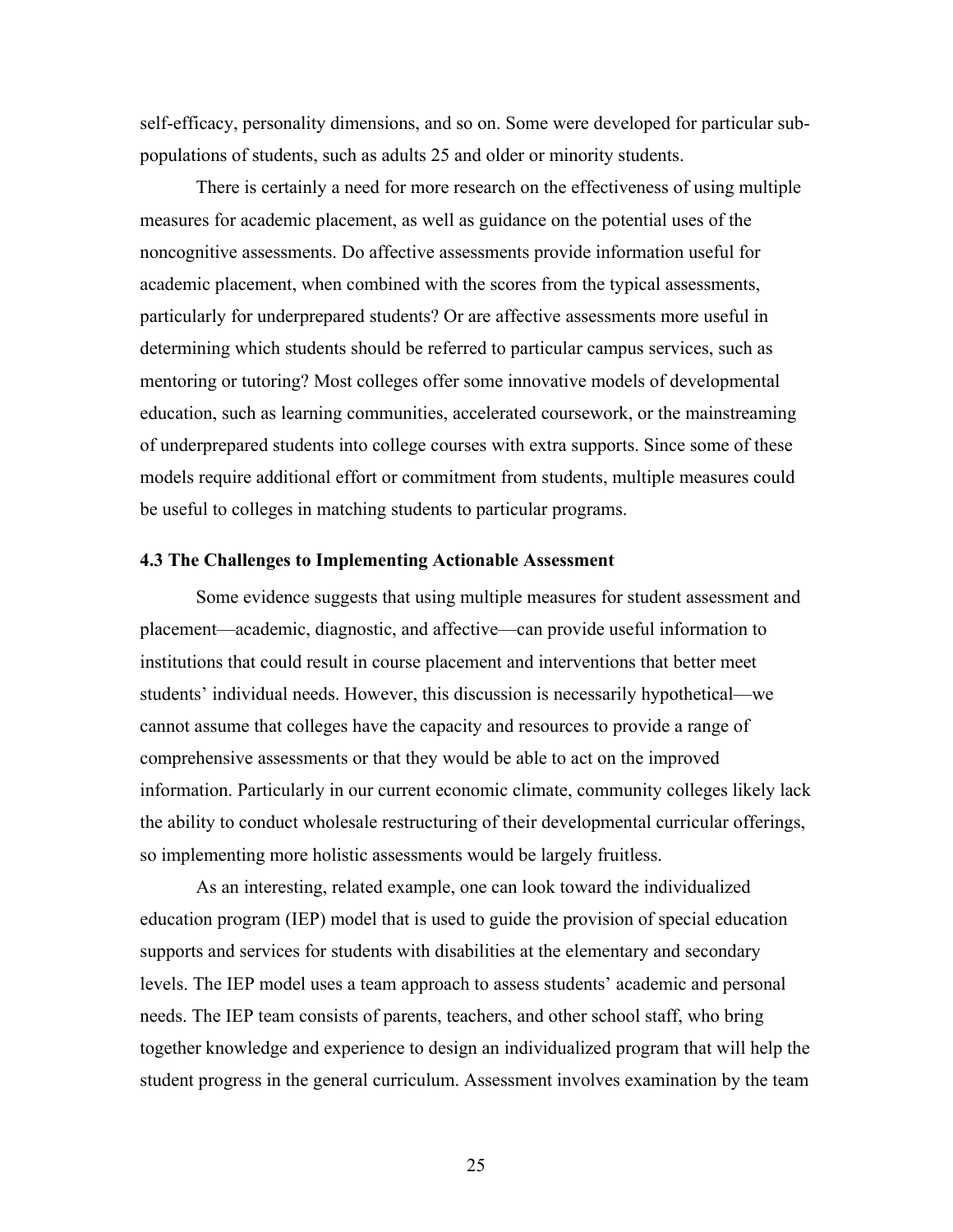self-efficacy, personality dimensions, and so on. Some were developed for particular sub-populations of students, such as adults 25 and older or minority students.

There is certainly a need for more research on the effectiveness of using multiple measures for academic placement, as well as guidance on the potential uses of the noncognitive assessments. Do affective assessments provide information useful for academic placement, when combined with the scores from the typical assessments, particularly for underprepared students? Or are affective assessments more useful in determining which students should be referred to particular campus services, such as mentoring or tutoring? Most colleges offer some innovative models of developmental education, such as learning communities, accelerated coursework, or the mainstreaming of underprepared students into college courses with extra supports. Since some of these models require additional effort or commitment from students, multiple measures could be useful to colleges in matching students to particular programs.

### 4.3 The Challenges to Implementing Actionable Assessment

Some evidence suggests that using multiple measures for student assessment and placement—academic, diagnostic, and affective—can provide useful information to institutions that could result in course placement and interventions that better meet students' individual needs. However, this discussion is necessarily hypothetical—we cannot assume that colleges have the capacity and resources to provide a range of comprehensive assessments or that they would be able to act on the improved information. Particularly in our current economic climate, community colleges likely lack the ability to conduct wholesale restructuring of their developmental curricular offerings, so implementing more holistic assessments would be largely fruitless.

As an interesting, related example, one can look toward the individualized education program (IEP) model that is used to guide the provision of special education supports and services for students with disabilities at the elementary and secondary levels. The IEP model uses a team approach to assess students' academic and personal needs. The IEP team consists of parents, teachers, and other school staff, who bring together knowledge and experience to design an individualized program that will help the student progress in the general curriculum. Assessment involves examination by the team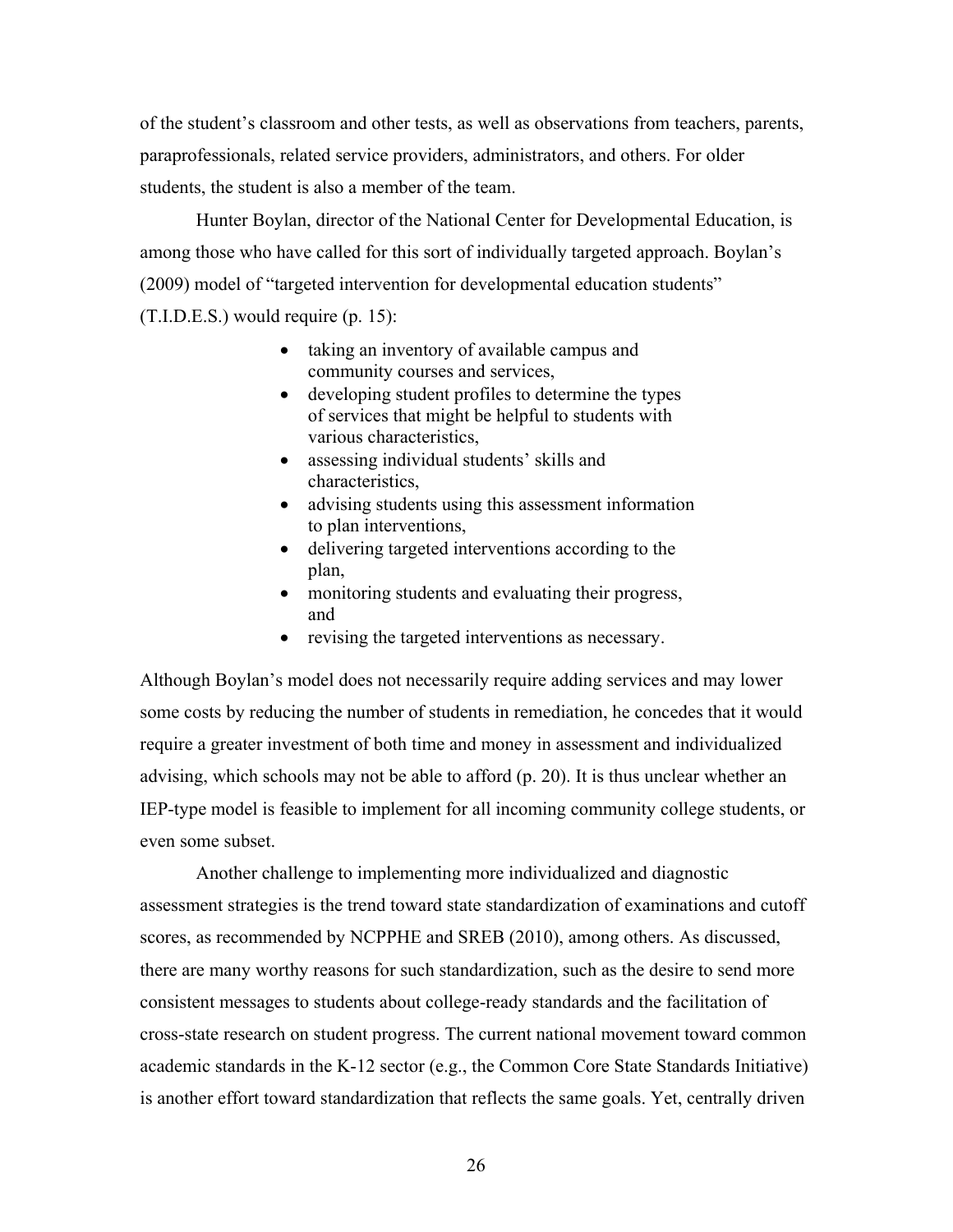of the student's classroom and other tests, as well as observations from teachers, parents, paraprofessionals, related service providers, administrators, and others. For older students, the student is also a member of the team.

Hunter Boylan, director of the National Center for Developmental Education, is among those who have called for this sort of individually targeted approach. Boylan's (2009) model of "targeted intervention for developmental education students" (T.I.D.E.S.) would require (p. 15):

- taking an inventory of available campus and community courses and services,
- developing student profiles to determine the types of services that might be helpful to students with various characteristics,
- assessing individual students' skills and characteristics,
- advising students using this assessment information to plan interventions,
- delivering targeted interventions according to the plan,
- monitoring students and evaluating their progress, and
- revising the targeted interventions as necessary.

Although Boylan's model does not necessarily require adding services and may lower some costs by reducing the number of students in remediation, he concedes that it would require a greater investment of both time and money in assessment and individualized advising, which schools may not be able to afford (p. 20). It is thus unclear whether an IEP-type model is feasible to implement for all incoming community college students, or even some subset.

Another challenge to implementing more individualized and diagnostic assessment strategies is the trend toward state standardization of examinations and cutoff scores, as recommended by NCPPHE and SREB (2010), among others. As discussed, there are many worthy reasons for such standardization, such as the desire to send more consistent messages to students about college-ready standards and the facilitation of cross-state research on student progress. The current national movement toward common academic standards in the K-12 sector (e.g., the Common Core State Standards Initiative) is another effort toward standardization that reflects the same goals. Yet, centrally driven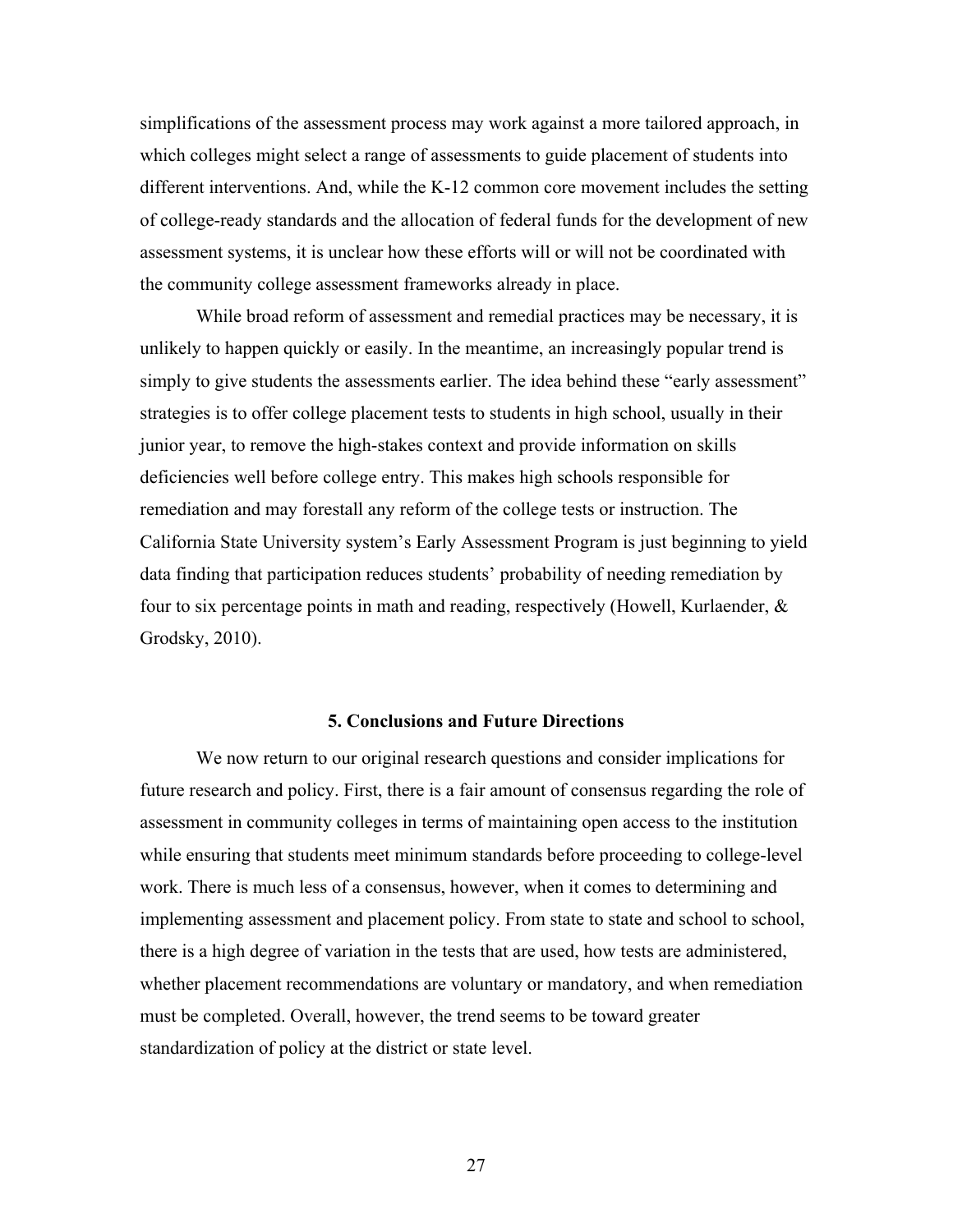simplifications of the assessment process may work against a more tailored approach, in which colleges might select a range of assessments to guide placement of students into different interventions. And, while the K-12 common core movement includes the setting of college-ready standards and the allocation of federal funds for the development of new assessment systems, it is unclear how these efforts will or will not be coordinated with the community college assessment frameworks already in place.

While broad reform of assessment and remedial practices may be necessary, it is unlikely to happen quickly or easily. In the meantime, an increasingly popular trend is simply to give students the assessments earlier. The idea behind these "early assessment" strategies is to offer college placement tests to students in high school, usually in their junior year, to remove the high-stakes context and provide information on skills deficiencies well before college entry. This makes high schools responsible for remediation and may forestall any reform of the college tests or instruction. The California State University system's Early Assessment Program is just beginning to yield data finding that participation reduces students' probability of needing remediation by four to six percentage points in math and reading, respectively (Howell, Kurlaender, & Grodsky, 2010).

## 5. Conclusions and Future Directions

We now return to our original research questions and consider implications for future research and policy. First, there is a fair amount of consensus regarding the role of assessment in community colleges in terms of maintaining open access to the institution while ensuring that students meet minimum standards before proceeding to college-level work. There is much less of a consensus, however, when it comes to determining and implementing assessment and placement policy. From state to state and school to school, there is a high degree of variation in the tests that are used, how tests are administered, whether placement recommendations are voluntary or mandatory, and when remediation must be completed. Overall, however, the trend seems to be toward greater standardization of policy at the district or state level.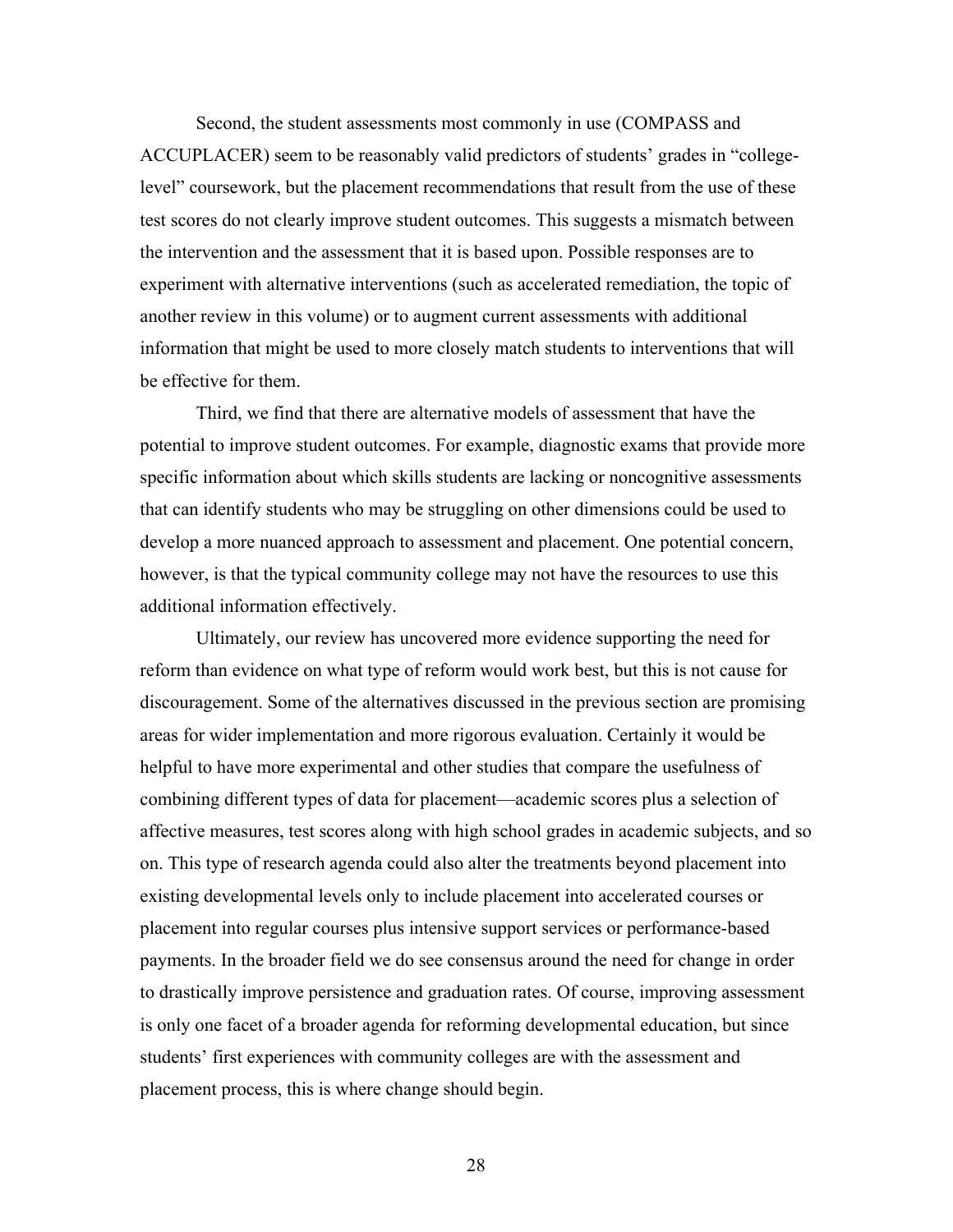Second, the student assessments most commonly in use (COMPASS and ACCUPLACER) seem to be reasonably valid predictors of students' grades in "college-level" coursework, but the placement recommendations that result from the use of these test scores do not clearly improve student outcomes. This suggests a mismatch between the intervention and the assessment that it is based upon. Possible responses are to experiment with alternative interventions (such as accelerated remediation, the topic of another review in this volume) or to augment current assessments with additional information that might be used to more closely match students to interventions that will be effective for them.

Third, we find that there are alternative models of assessment that have the potential to improve student outcomes. For example, diagnostic exams that provide more specific information about which skills students are lacking or noncognitive assessments that can identify students who may be struggling on other dimensions could be used to develop a more nuanced approach to assessment and placement. One potential concern, however, is that the typical community college may not have the resources to use this additional information effectively.

Ultimately, our review has uncovered more evidence supporting the need for reform than evidence on what type of reform would work best, but this is not cause for discouragement. Some of the alternatives discussed in the previous section are promising areas for wider implementation and more rigorous evaluation. Certainly it would be helpful to have more experimental and other studies that compare the usefulness of combining different types of data for placement—academic scores plus a selection of affective measures, test scores along with high school grades in academic subjects, and so on. This type of research agenda could also alter the treatments beyond placement into existing developmental levels only to include placement into accelerated courses or placement into regular courses plus intensive support services or performance-based payments. In the broader field we do see consensus around the need for change in order to drastically improve persistence and graduation rates. Of course, improving assessment is only one facet of a broader agenda for reforming developmental education, but since students' first experiences with community colleges are with the assessment and placement process, this is where change should begin.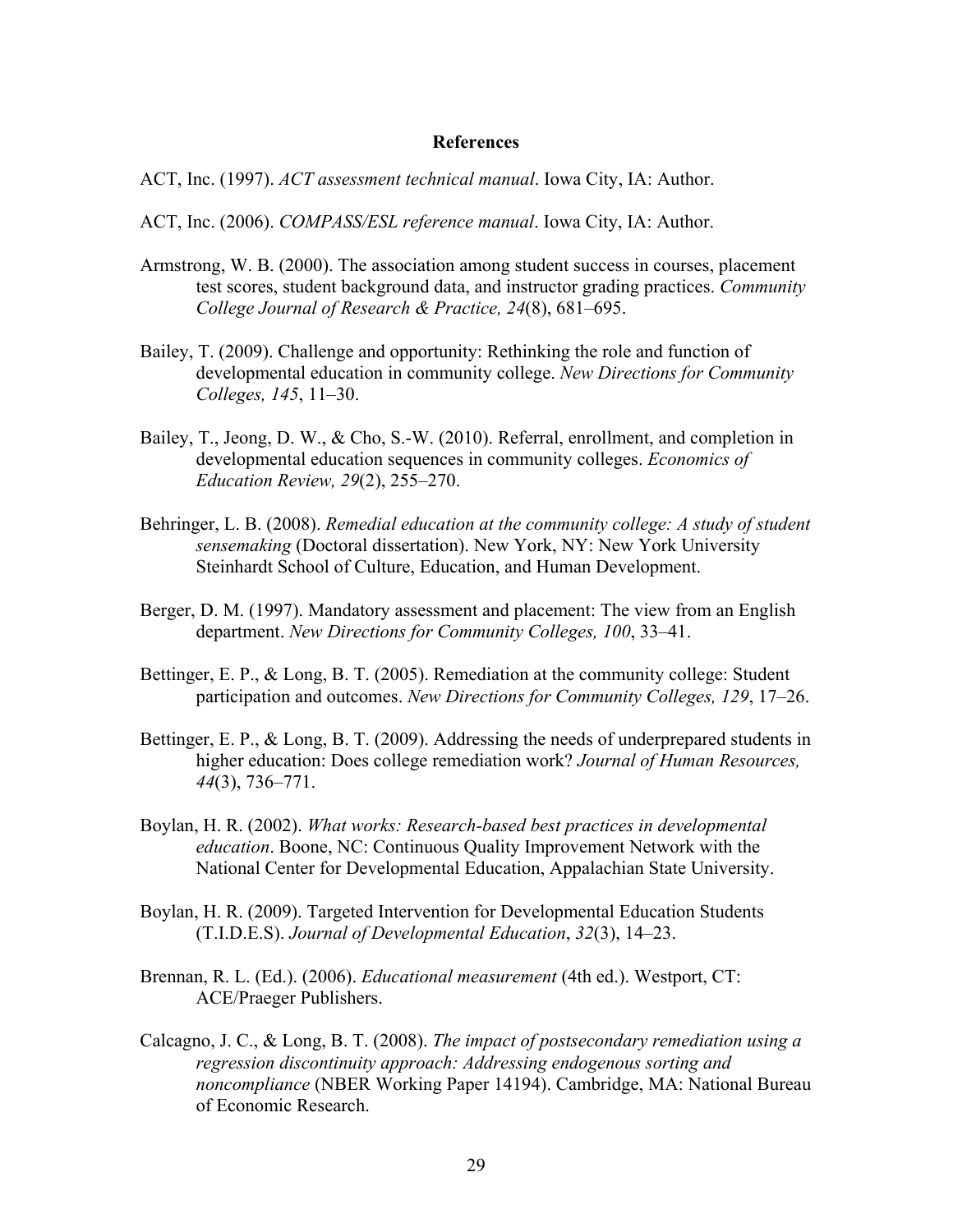# References

ACT, Inc. (1997). *ACT assessment technical manual*. Iowa City, IA: Author.

ACT, Inc. (2006). *COMPASS/ESL reference manual*. Iowa City, IA: Author.

Armstrong, W. B. (2000). The association among student success in courses, placement test scores, student background data, and instructor grading practices. *Community College Journal of Research & Practice, 24*(8), 681–695.

Bailey, T. (2009). Challenge and opportunity: Rethinking the role and function of developmental education in community college. *New Directions for Community Colleges, 145*, 11–30.

Bailey, T., Jeong, D. W., & Cho, S.-W. (2010). Referral, enrollment, and completion in developmental education sequences in community colleges. *Economics of Education Review, 29*(2), 255–270.

Behringer, L. B. (2008). *Remedial education at the community college: A study of student sensemaking* (Doctoral dissertation). New York, NY: New York University Steinhardt School of Culture, Education, and Human Development.

Berger, D. M. (1997). Mandatory assessment and placement: The view from an English department. *New Directions for Community Colleges, 100*, 33–41.

Bettinger, E. P., & Long, B. T. (2005). Remediation at the community college: Student participation and outcomes. *New Directions for Community Colleges, 129*, 17–26.

Bettinger, E. P., & Long, B. T. (2009). Addressing the needs of underprepared students in higher education: Does college remediation work? *Journal of Human Resources, 44*(3), 736–771.

Boylan, H. R. (2002). *What works: Research-based best practices in developmental education*. Boone, NC: Continuous Quality Improvement Network with the National Center for Developmental Education, Appalachian State University.

Boylan, H. R. (2009). Targeted Intervention for Developmental Education Students (T.I.D.E.S). *Journal of Developmental Education*, *32*(3), 14–23.

Brennan, R. L. (Ed.). (2006). *Educational measurement* (4th ed.). Westport, CT: ACE/Praeger Publishers.

Calcagno, J. C., & Long, B. T. (2008). *The impact of postsecondary remediation using a regression discontinuity approach: Addressing endogenous sorting and noncompliance* (NBER Working Paper 14194). Cambridge, MA: National Bureau of Economic Research.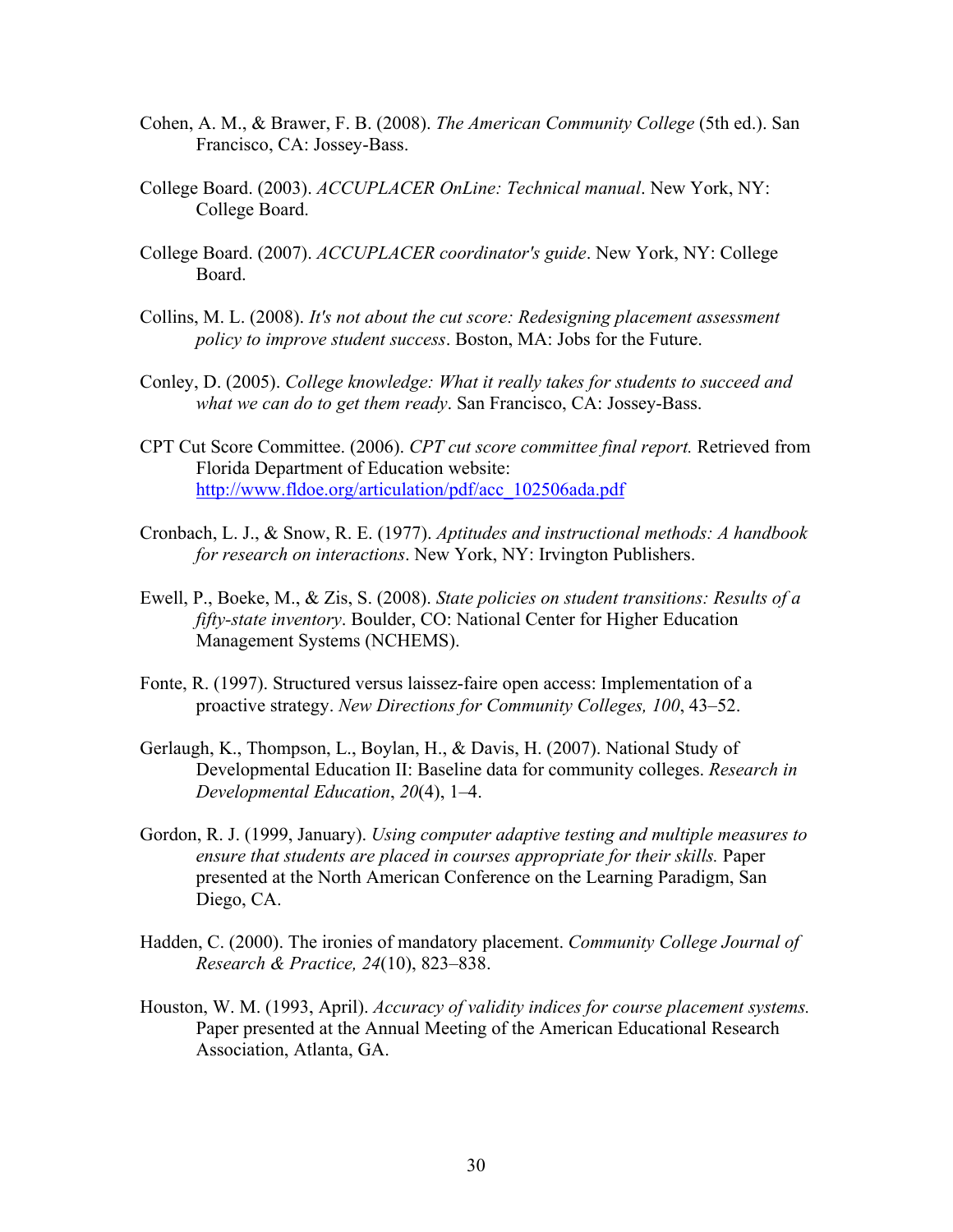Cohen, A. M., & Brawer, F. B. (2008). *The American Community College* (5th ed.). San Francisco, CA: Jossey-Bass.

College Board. (2003). *ACCUPLACER OnLine: Technical manual*. New York, NY: College Board.

College Board. (2007). *ACCUPLACER coordinator's guide*. New York, NY: College Board.

Collins, M. L. (2008). *It's not about the cut score: Redesigning placement assessment policy to improve student success*. Boston, MA: Jobs for the Future.

Conley, D. (2005). *College knowledge: What it really takes for students to succeed and what we can do to get them ready*. San Francisco, CA: Jossey-Bass.

CPT Cut Score Committee. (2006). *CPT cut score committee final report.* Retrieved from Florida Department of Education website: http://www.fldoe.org/articulation/pdf/acc_102506ada.pdf

Cronbach, L. J., & Snow, R. E. (1977). *Aptitudes and instructional methods: A handbook for research on interactions*. New York, NY: Irvington Publishers.

Ewell, P., Boeke, M., & Zis, S. (2008). *State policies on student transitions: Results of a fifty-state inventory*. Boulder, CO: National Center for Higher Education Management Systems (NCHEMS).

Fonte, R. (1997). Structured versus laissez-faire open access: Implementation of a proactive strategy. *New Directions for Community Colleges, 100*, 43–52.

Gerlaugh, K., Thompson, L., Boylan, H., & Davis, H. (2007). National Study of Developmental Education II: Baseline data for community colleges. *Research in Developmental Education*, *20*(4), 1–4.

Gordon, R. J. (1999, January). *Using computer adaptive testing and multiple measures to ensure that students are placed in courses appropriate for their skills.* Paper presented at the North American Conference on the Learning Paradigm, San Diego, CA.

Hadden, C. (2000). The ironies of mandatory placement. *Community College Journal of Research & Practice, 24*(10), 823–838.

Houston, W. M. (1993, April). *Accuracy of validity indices for course placement systems.* Paper presented at the Annual Meeting of the American Educational Research Association, Atlanta, GA.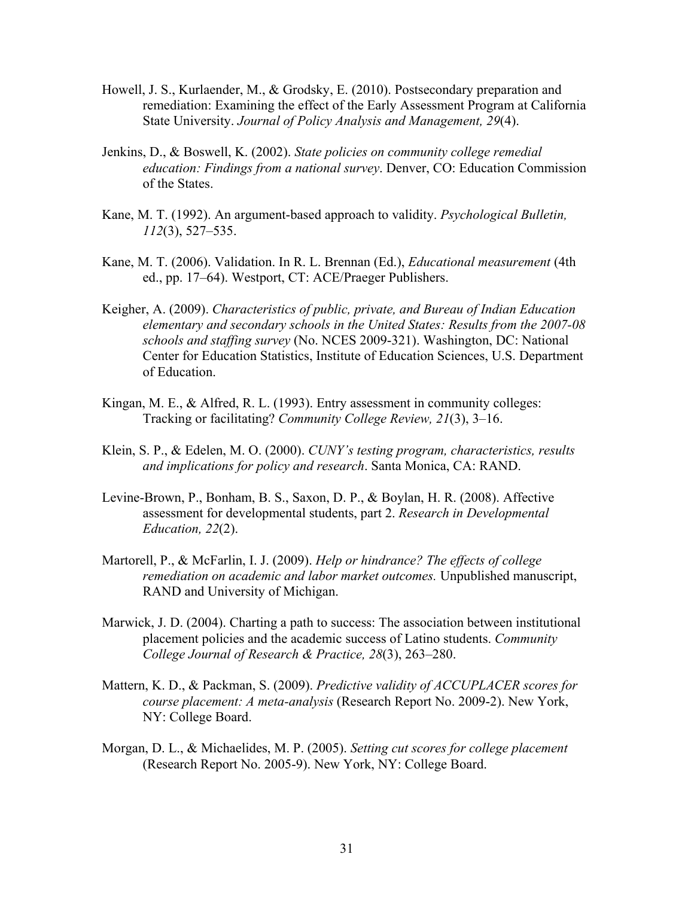Howell, J. S., Kurlaender, M., & Grodsky, E. (2010). Postsecondary preparation and remediation: Examining the effect of the Early Assessment Program at California State University. *Journal of Policy Analysis and Management, 29*(4).

Jenkins, D., & Boswell, K. (2002). *State policies on community college remedial education: Findings from a national survey*. Denver, CO: Education Commission of the States.

Kane, M. T. (1992). An argument-based approach to validity. *Psychological Bulletin, 112*(3), 527–535.

Kane, M. T. (2006). Validation. In R. L. Brennan (Ed.), *Educational measurement* (4th ed., pp. 17–64). Westport, CT: ACE/Praeger Publishers.

Keigher, A. (2009). *Characteristics of public, private, and Bureau of Indian Education elementary and secondary schools in the United States: Results from the 2007-08 schools and staffing survey* (No. NCES 2009-321). Washington, DC: National Center for Education Statistics, Institute of Education Sciences, U.S. Department of Education.

Kingan, M. E., & Alfred, R. L. (1993). Entry assessment in community colleges: Tracking or facilitating? *Community College Review, 21*(3), 3–16.

Klein, S. P., & Edelen, M. O. (2000). *CUNY's testing program, characteristics, results and implications for policy and research*. Santa Monica, CA: RAND.

Levine-Brown, P., Bonham, B. S., Saxon, D. P., & Boylan, H. R. (2008). Affective assessment for developmental students, part 2. *Research in Developmental Education, 22*(2).

Martorell, P., & McFarlin, I. J. (2009). *Help or hindrance? The effects of college remediation on academic and labor market outcomes.* Unpublished manuscript, RAND and University of Michigan.

Marwick, J. D. (2004). Charting a path to success: The association between institutional placement policies and the academic success of Latino students. *Community College Journal of Research & Practice, 28*(3), 263–280.

Mattern, K. D., & Packman, S. (2009). *Predictive validity of ACCUPLACER scores for course placement: A meta-analysis* (Research Report No. 2009-2). New York, NY: College Board.

Morgan, D. L., & Michaelides, M. P. (2005). *Setting cut scores for college placement* (Research Report No. 2005-9). New York, NY: College Board.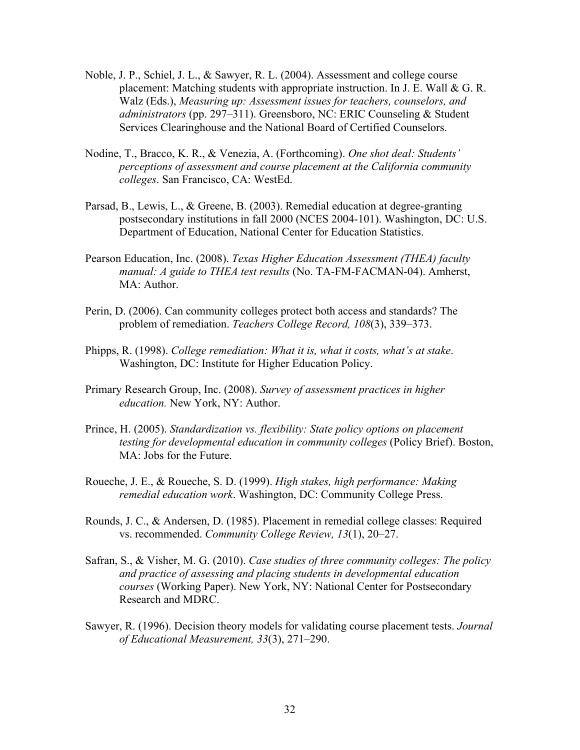Noble, J. P., Schiel, J. L., & Sawyer, R. L. (2004). Assessment and college course placement: Matching students with appropriate instruction. In J. E. Wall & G. R. Walz (Eds.), *Measuring up: Assessment issues for teachers, counselors, and administrators* (pp. 297–311). Greensboro, NC: ERIC Counseling & Student Services Clearinghouse and the National Board of Certified Counselors.

Nodine, T., Bracco, K. R., & Venezia, A. (Forthcoming). *One shot deal: Students' perceptions of assessment and course placement at the California community colleges*. San Francisco, CA: WestEd.

Parsad, B., Lewis, L., & Greene, B. (2003). Remedial education at degree-granting postsecondary institutions in fall 2000 (NCES 2004-101). Washington, DC: U.S. Department of Education, National Center for Education Statistics.

Pearson Education, Inc. (2008). *Texas Higher Education Assessment (THEA) faculty manual: A guide to THEA test results* (No. TA-FM-FACMAN-04). Amherst, MA: Author.

Perin, D. (2006). Can community colleges protect both access and standards? The problem of remediation. *Teachers College Record, 108*(3), 339–373.

Phipps, R. (1998). *College remediation: What it is, what it costs, what's at stake*. Washington, DC: Institute for Higher Education Policy.

Primary Research Group, Inc. (2008). *Survey of assessment practices in higher education.* New York, NY: Author.

Prince, H. (2005). *Standardization vs. flexibility: State policy options on placement testing for developmental education in community colleges* (Policy Brief). Boston, MA: Jobs for the Future.

Roueche, J. E., & Roueche, S. D. (1999). *High stakes, high performance: Making remedial education work*. Washington, DC: Community College Press.

Rounds, J. C., & Andersen, D. (1985). Placement in remedial college classes: Required vs. recommended. *Community College Review, 13*(1), 20–27.

Safran, S., & Visher, M. G. (2010). *Case studies of three community colleges: The policy and practice of assessing and placing students in developmental education courses* (Working Paper). New York, NY: National Center for Postsecondary Research and MDRC.

Sawyer, R. (1996). Decision theory models for validating course placement tests. *Journal of Educational Measurement, 33*(3), 271–290.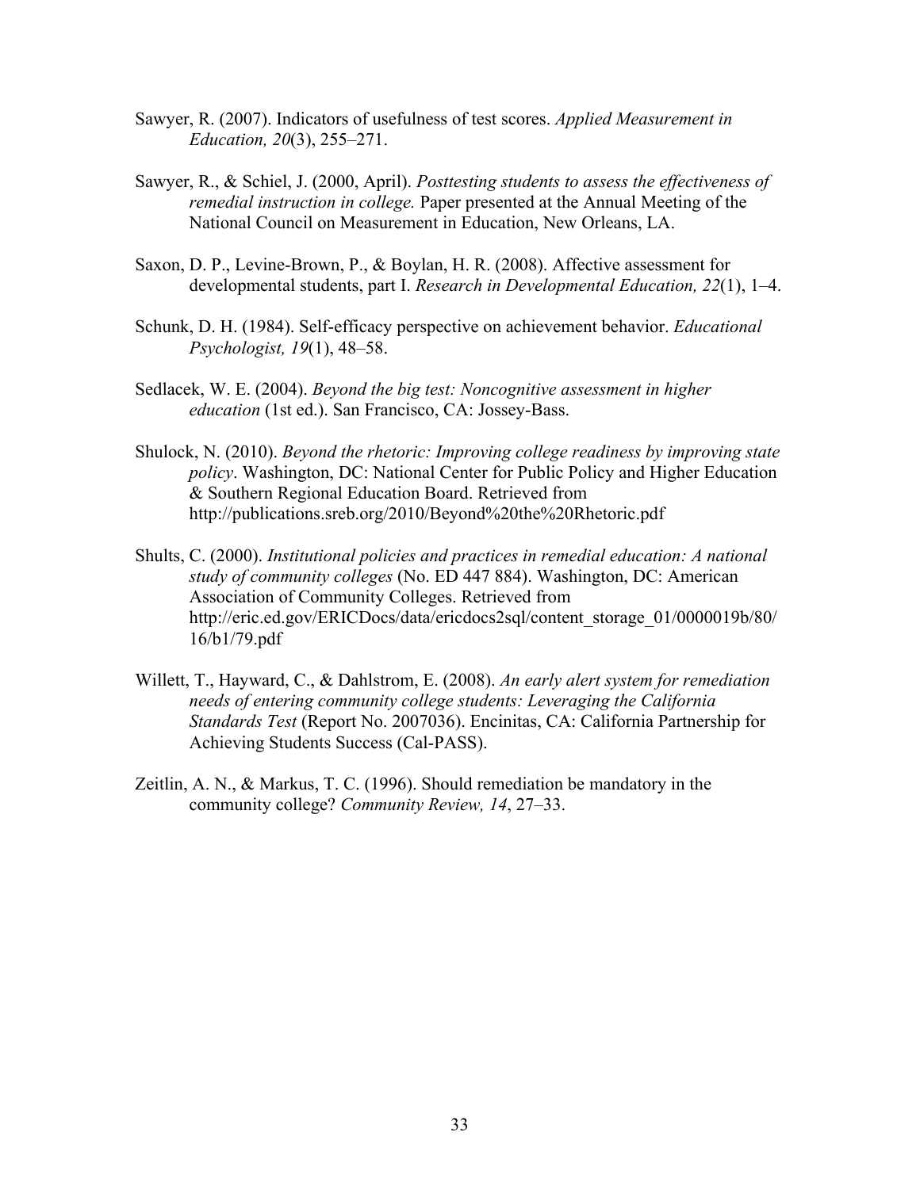Sawyer, R. (2007). Indicators of usefulness of test scores. *Applied Measurement in Education, 20*(3), 255–271.

Sawyer, R., & Schiel, J. (2000, April). *Posttesting students to assess the effectiveness of remedial instruction in college.* Paper presented at the Annual Meeting of the National Council on Measurement in Education, New Orleans, LA.

Saxon, D. P., Levine-Brown, P., & Boylan, H. R. (2008). Affective assessment for developmental students, part I. *Research in Developmental Education, 22*(1), 1–4.

Schunk, D. H. (1984). Self-efficacy perspective on achievement behavior. *Educational Psychologist, 19*(1), 48–58.

Sedlacek, W. E. (2004). *Beyond the big test: Noncognitive assessment in higher education* (1st ed.). San Francisco, CA: Jossey-Bass.

Shulock, N. (2010). *Beyond the rhetoric: Improving college readiness by improving state policy*. Washington, DC: National Center for Public Policy and Higher Education & Southern Regional Education Board. Retrieved from http://publications.sreb.org/2010/Beyond%20the%20Rhetoric.pdf

Shults, C. (2000). *Institutional policies and practices in remedial education: A national study of community colleges* (No. ED 447 884). Washington, DC: American Association of Community Colleges. Retrieved from http://eric.ed.gov/ERICDocs/data/ericdocs2sql/content_storage_01/0000019b/80/16/b1/79.pdf

Willett, T., Hayward, C., & Dahlstrom, E. (2008). *An early alert system for remediation needs of entering community college students: Leveraging the California Standards Test* (Report No. 2007036). Encinitas, CA: California Partnership for Achieving Students Success (Cal-PASS).

Zeitlin, A. N., & Markus, T. C. (1996). Should remediation be mandatory in the community college? *Community Review, 14*, 27–33.